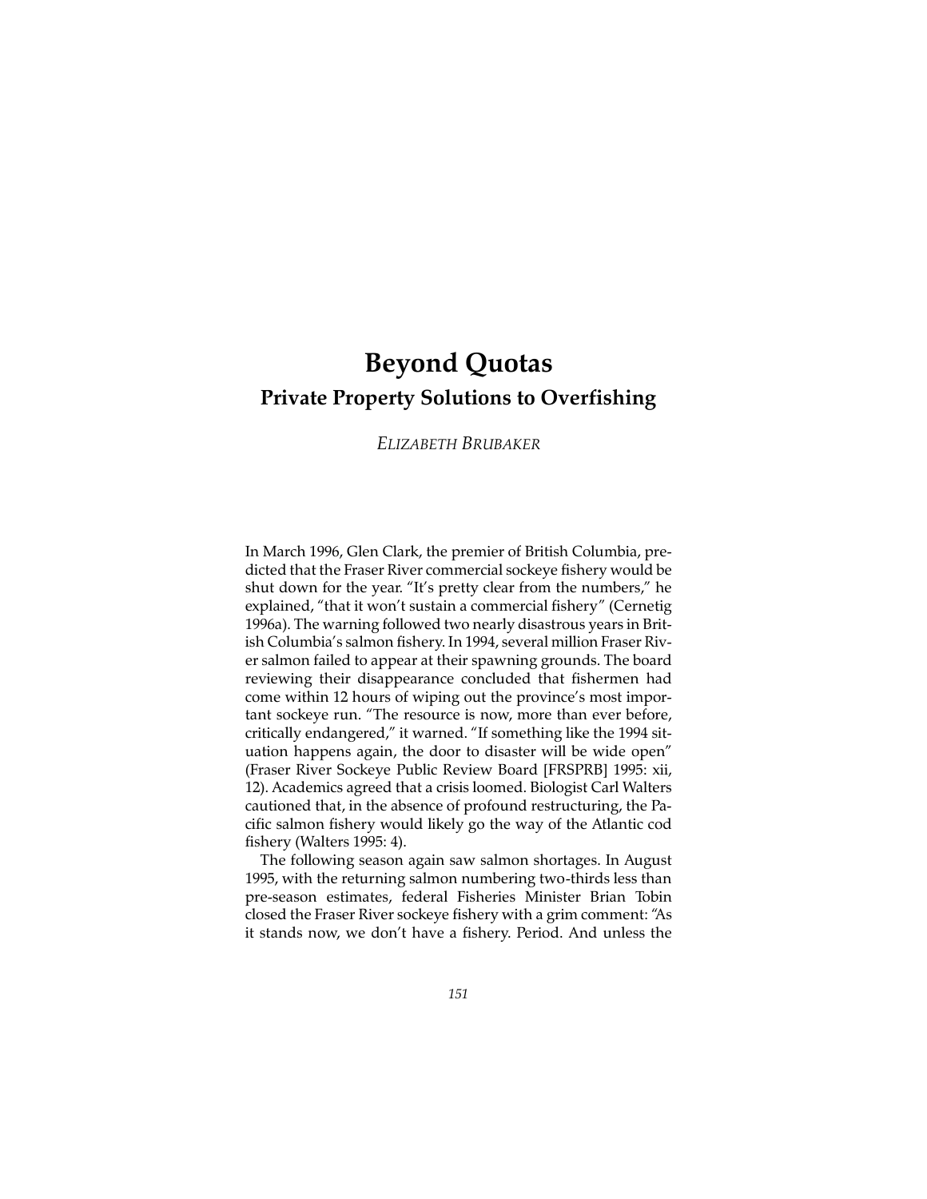# Beyond Quotas

## Private Property Solutions to Overfishing

*ELIZABETH BRUBAKER*

In March 1996, Glen Clark, the premier of British Columbia, predicted that the Fraser River commercial sockeye fishery would be shut down for the year. "It's pretty clear from the numbers," he explained, "that it won't sustain a commercial fishery" (Cernetig 1996a). The warning followed two nearly disastrous years in British Columbia's salmon fishery. In 1994, several million Fraser River salmon failed to appear at their spawning grounds. The board reviewing their disappearance concluded that fishermen had come within 12 hours of wiping out the province's most important sockeye run. "The resource is now, more than ever before, critically endangered," it warned. "If something like the 1994 situation happens again, the door to disaster will be wide open" (Fraser River Sockeye Public Review Board [FRSPRB] 1995: xii, 12). Academics agreed that a crisis loomed. Biologist Carl Walters cautioned that, in the absence of profound restructuring, the Pacific salmon fishery would likely go the way of the Atlantic cod fishery (Walters 1995: 4).

The following season again saw salmon shortages. In August 1995, with the returning salmon numbering two-thirds less than pre-season estimates, federal Fisheries Minister Brian Tobin closed the Fraser River sockeye fishery with a grim comment: "As it stands now, we don't have a fishery. Period. And unless the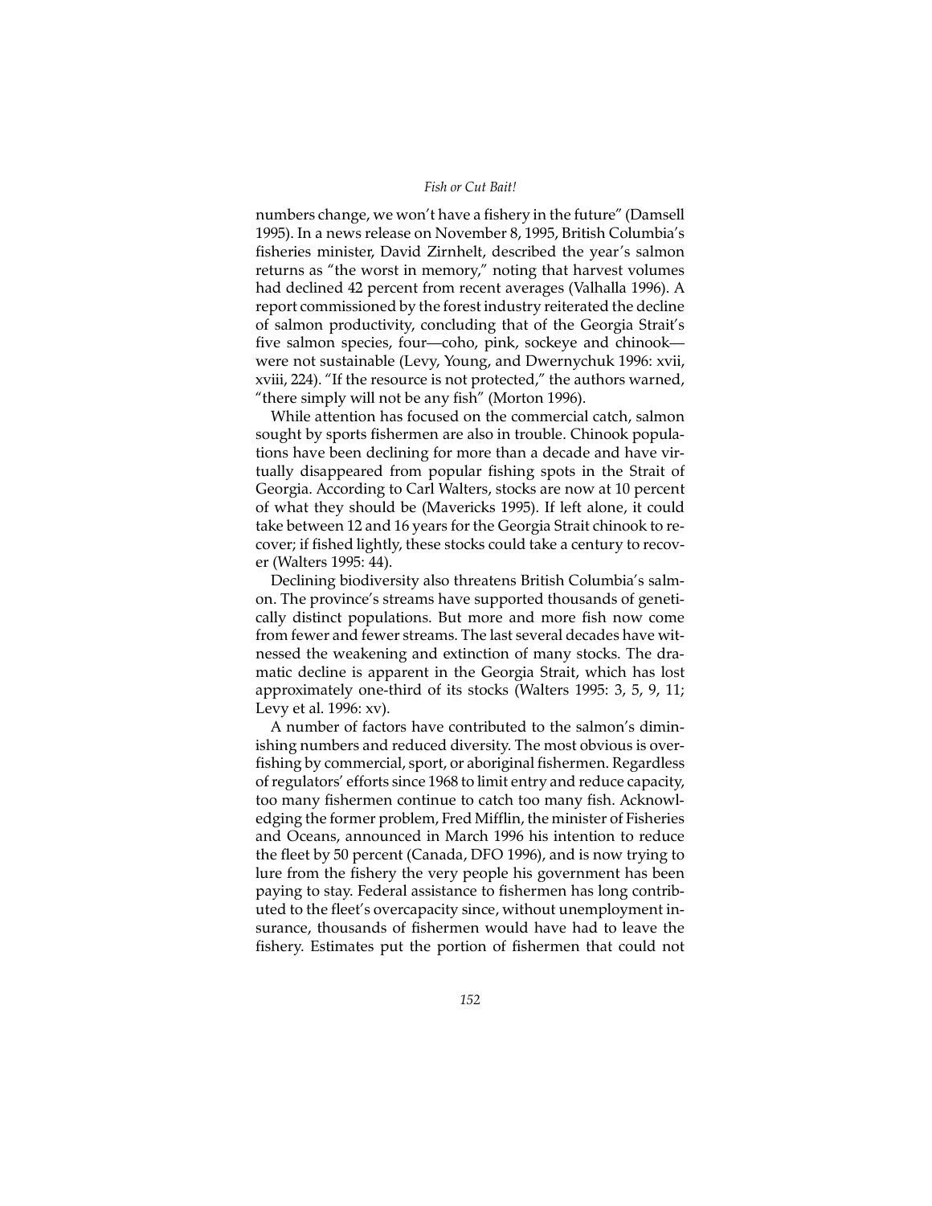numbers change, we won't have a fishery in the future" (Damsell 1995). In a news release on November 8, 1995, British Columbia's fisheries minister, David Zirnhelt, described the year's salmon returns as "the worst in memory," noting that harvest volumes had declined 42 percent from recent averages (Valhalla 1996). A report commissioned by the forest industry reiterated the decline of salmon productivity, concluding that of the Georgia Strait's five salmon species, four—coho, pink, sockeye and chinook—were not sustainable (Levy, Young, and Dwernychuk 1996: xvii, xviii, 224). "If the resource is not protected," the authors warned, "there simply will not be any fish" (Morton 1996).

While attention has focused on the commercial catch, salmon sought by sports fishermen are also in trouble. Chinook populations have been declining for more than a decade and have virtually disappeared from popular fishing spots in the Strait of Georgia. According to Carl Walters, stocks are now at 10 percent of what they should be (Mavericks 1995). If left alone, it could take between 12 and 16 years for the Georgia Strait chinook to recover; if fished lightly, these stocks could take a century to recover (Walters 1995: 44).

Declining biodiversity also threatens British Columbia's salmon. The province's streams have supported thousands of genetically distinct populations. But more and more fish now come from fewer and fewer streams. The last several decades have witnessed the weakening and extinction of many stocks. The dramatic decline is apparent in the Georgia Strait, which has lost approximately one-third of its stocks (Walters 1995: 3, 5, 9, 11; Levy et al. 1996: xv).

A number of factors have contributed to the salmon's diminishing numbers and reduced diversity. The most obvious is overfishing by commercial, sport, or aboriginal fishermen. Regardless of regulators' efforts since 1968 to limit entry and reduce capacity, too many fishermen continue to catch too many fish. Acknowledging the former problem, Fred Mifflin, the minister of Fisheries and Oceans, announced in March 1996 his intention to reduce the fleet by 50 percent (Canada, DFO 1996), and is now trying to lure from the fishery the very people his government has been paying to stay. Federal assistance to fishermen has long contributed to the fleet's overcapacity since, without unemployment insurance, thousands of fishermen would have had to leave the fishery. Estimates put the portion of fishermen that could not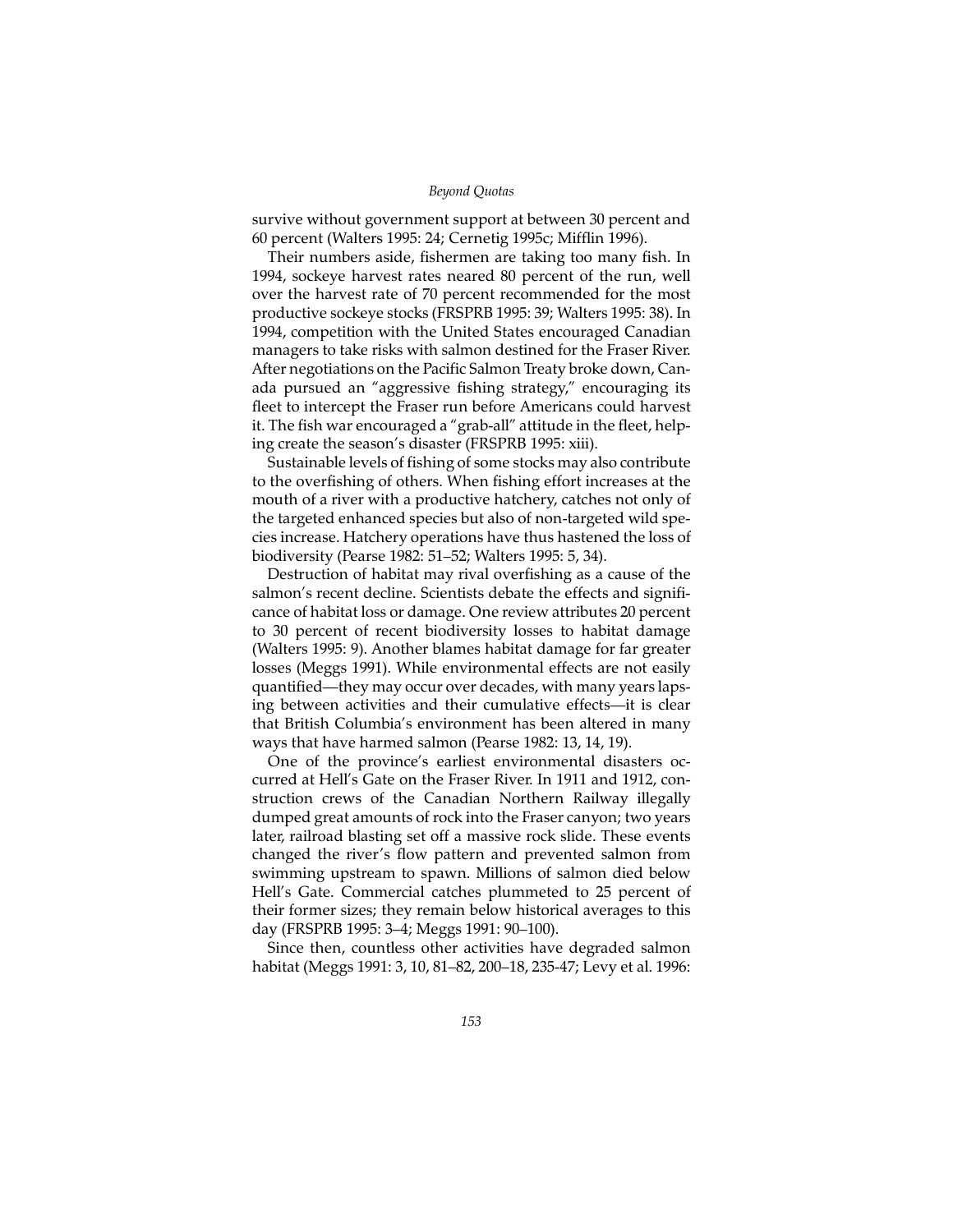survive without government support at between 30 percent and 60 percent (Walters 1995: 24; Cernetig 1995c; Mifflin 1996).

Their numbers aside, fishermen are taking too many fish. In 1994, sockeye harvest rates neared 80 percent of the run, well over the harvest rate of 70 percent recommended for the most productive sockeye stocks (FRSPRB 1995: 39; Walters 1995: 38). In 1994, competition with the United States encouraged Canadian managers to take risks with salmon destined for the Fraser River. After negotiations on the Pacific Salmon Treaty broke down, Canada pursued an "aggressive fishing strategy," encouraging its fleet to intercept the Fraser run before Americans could harvest it. The fish war encouraged a "grab-all" attitude in the fleet, helping create the season's disaster (FRSPRB 1995: xiii).

Sustainable levels of fishing of some stocks may also contribute to the overfishing of others. When fishing effort increases at the mouth of a river with a productive hatchery, catches not only of the targeted enhanced species but also of non-targeted wild species increase. Hatchery operations have thus hastened the loss of biodiversity (Pearse 1982: 51–52; Walters 1995: 5, 34).

Destruction of habitat may rival overfishing as a cause of the salmon's recent decline. Scientists debate the effects and significance of habitat loss or damage. One review attributes 20 percent to 30 percent of recent biodiversity losses to habitat damage (Walters 1995: 9). Another blames habitat damage for far greater losses (Meggs 1991). While environmental effects are not easily quantified—they may occur over decades, with many years lapsing between activities and their cumulative effects—it is clear that British Columbia's environment has been altered in many ways that have harmed salmon (Pearse 1982: 13, 14, 19).

One of the province's earliest environmental disasters occurred at Hell's Gate on the Fraser River. In 1911 and 1912, construction crews of the Canadian Northern Railway illegally dumped great amounts of rock into the Fraser canyon; two years later, railroad blasting set off a massive rock slide. These events changed the river's flow pattern and prevented salmon from swimming upstream to spawn. Millions of salmon died below Hell's Gate. Commercial catches plummeted to 25 percent of their former sizes; they remain below historical averages to this day (FRSPRB 1995: 3–4; Meggs 1991: 90–100).

Since then, countless other activities have degraded salmon habitat (Meggs 1991: 3, 10, 81–82, 200–18, 235-47; Levy et al. 1996: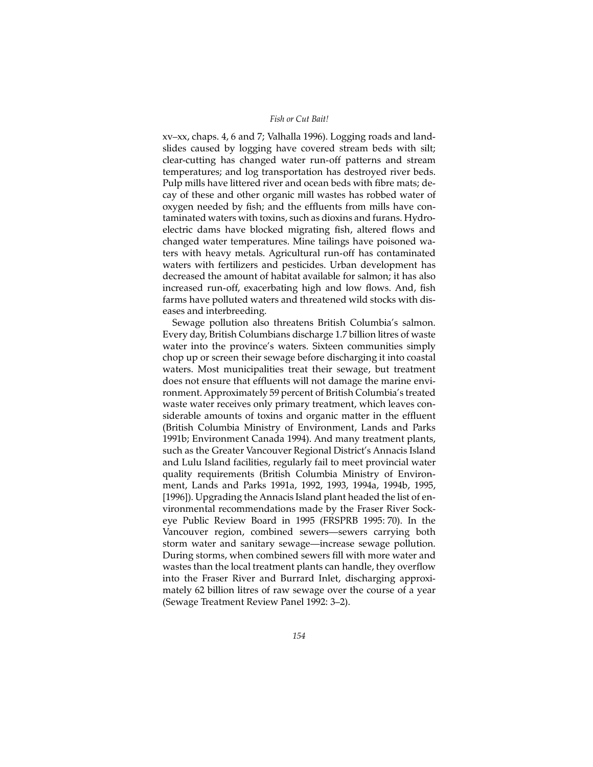xv–xx, chaps. 4, 6 and 7; Valhalla 1996). Logging roads and landslides caused by logging have covered stream beds with silt; clear-cutting has changed water run-off patterns and stream temperatures; and log transportation has destroyed river beds. Pulp mills have littered river and ocean beds with fibre mats; decay of these and other organic mill wastes has robbed water of oxygen needed by fish; and the effluents from mills have contaminated waters with toxins, such as dioxins and furans. Hydroelectric dams have blocked migrating fish, altered flows and changed water temperatures. Mine tailings have poisoned waters with heavy metals. Agricultural run-off has contaminated waters with fertilizers and pesticides. Urban development has decreased the amount of habitat available for salmon; it has also increased run-off, exacerbating high and low flows. And, fish farms have polluted waters and threatened wild stocks with diseases and interbreeding.

Sewage pollution also threatens British Columbia's salmon. Every day, British Columbians discharge 1.7 billion litres of waste water into the province's waters. Sixteen communities simply chop up or screen their sewage before discharging it into coastal waters. Most municipalities treat their sewage, but treatment does not ensure that effluents will not damage the marine environment. Approximately 59 percent of British Columbia's treated waste water receives only primary treatment, which leaves considerable amounts of toxins and organic matter in the effluent (British Columbia Ministry of Environment, Lands and Parks 1991b; Environment Canada 1994). And many treatment plants, such as the Greater Vancouver Regional District's Annacis Island and Lulu Island facilities, regularly fail to meet provincial water quality requirements (British Columbia Ministry of Environment, Lands and Parks 1991a, 1992, 1993, 1994a, 1994b, 1995, [1996]). Upgrading the Annacis Island plant headed the list of environmental recommendations made by the Fraser River Sockeye Public Review Board in 1995 (FRSPRB 1995: 70). In the Vancouver region, combined sewers—sewers carrying both storm water and sanitary sewage—increase sewage pollution. During storms, when combined sewers fill with more water and wastes than the local treatment plants can handle, they overflow into the Fraser River and Burrard Inlet, discharging approximately 62 billion litres of raw sewage over the course of a year (Sewage Treatment Review Panel 1992: 3–2).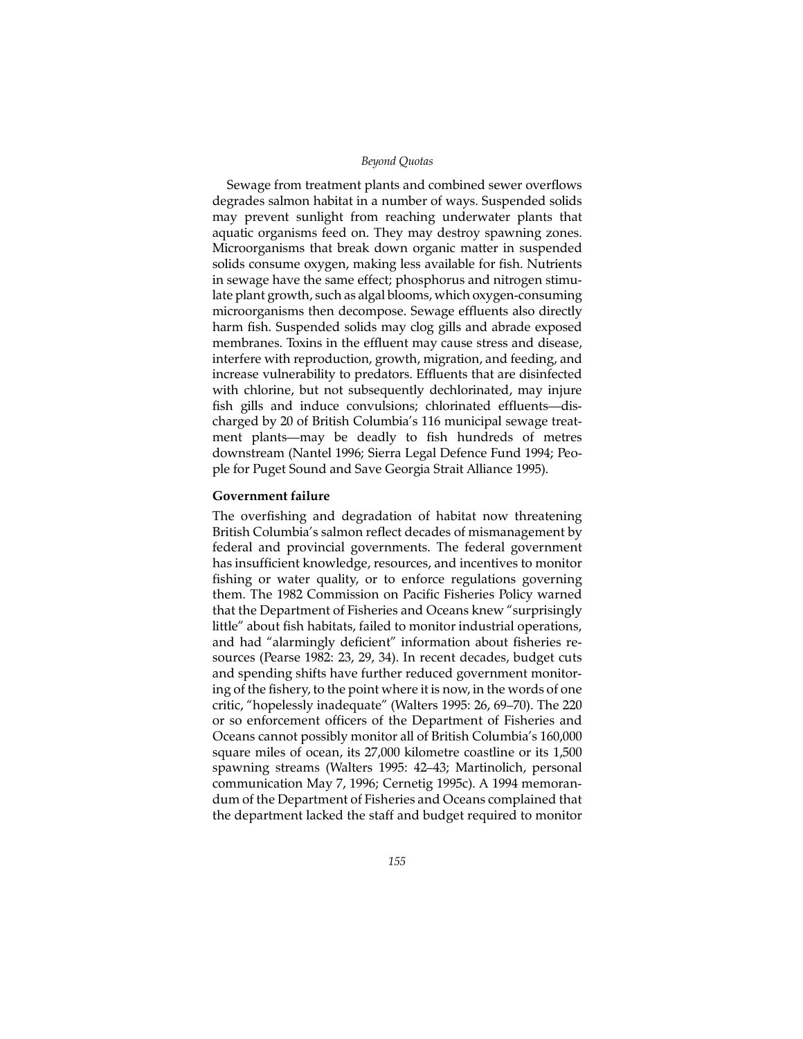Sewage from treatment plants and combined sewer overflows degrades salmon habitat in a number of ways. Suspended solids may prevent sunlight from reaching underwater plants that aquatic organisms feed on. They may destroy spawning zones. Microorganisms that break down organic matter in suspended solids consume oxygen, making less available for fish. Nutrients in sewage have the same effect; phosphorus and nitrogen stimulate plant growth, such as algal blooms, which oxygen-consuming microorganisms then decompose. Sewage effluents also directly harm fish. Suspended solids may clog gills and abrade exposed membranes. Toxins in the effluent may cause stress and disease, interfere with reproduction, growth, migration, and feeding, and increase vulnerability to predators. Effluents that are disinfected with chlorine, but not subsequently dechlorinated, may injure fish gills and induce convulsions; chlorinated effluents—discharged by 20 of British Columbia's 116 municipal sewage treatment plants—may be deadly to fish hundreds of metres downstream (Nantel 1996; Sierra Legal Defence Fund 1994; People for Puget Sound and Save Georgia Strait Alliance 1995).

### Government failure

The overfishing and degradation of habitat now threatening British Columbia's salmon reflect decades of mismanagement by federal and provincial governments. The federal government has insufficient knowledge, resources, and incentives to monitor fishing or water quality, or to enforce regulations governing them. The 1982 Commission on Pacific Fisheries Policy warned that the Department of Fisheries and Oceans knew "surprisingly little" about fish habitats, failed to monitor industrial operations, and had "alarmingly deficient" information about fisheries resources (Pearse 1982: 23, 29, 34). In recent decades, budget cuts and spending shifts have further reduced government monitoring of the fishery, to the point where it is now, in the words of one critic, "hopelessly inadequate" (Walters 1995: 26, 69–70). The 220 or so enforcement officers of the Department of Fisheries and Oceans cannot possibly monitor all of British Columbia's 160,000 square miles of ocean, its 27,000 kilometre coastline or its 1,500 spawning streams (Walters 1995: 42–43; Martinolich, personal communication May 7, 1996; Cernetig 1995c). A 1994 memorandum of the Department of Fisheries and Oceans complained that the department lacked the staff and budget required to monitor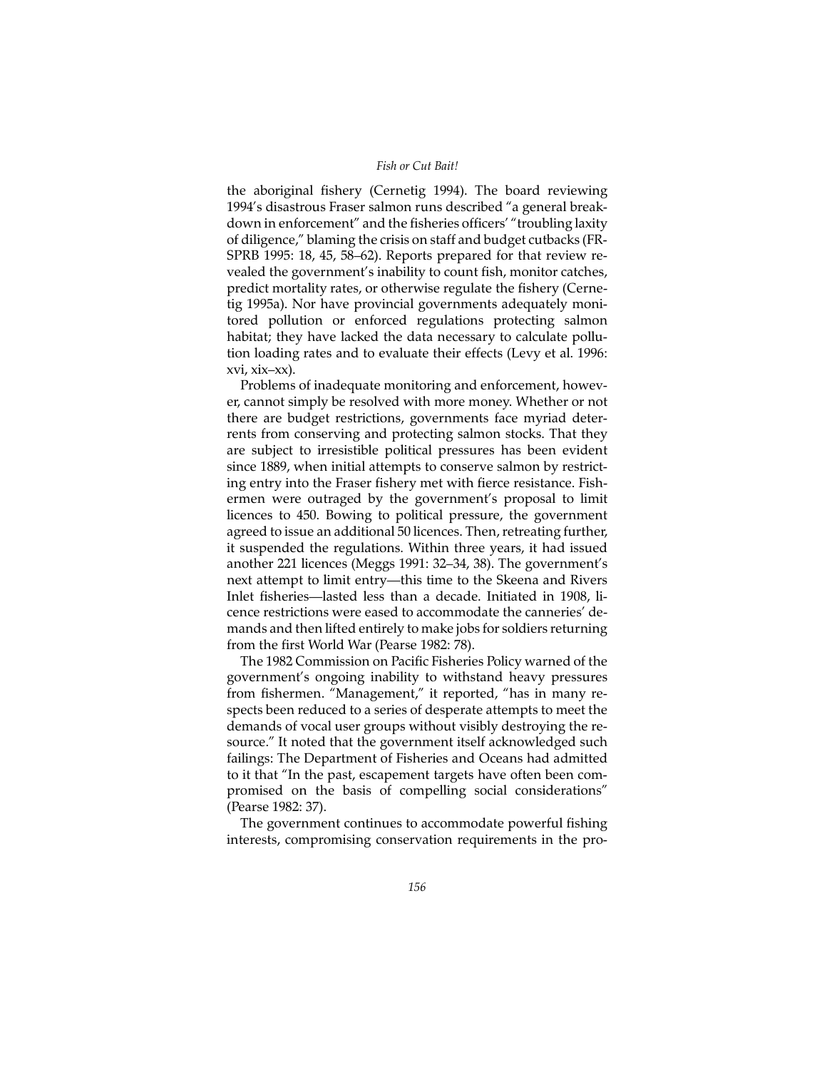the aboriginal fishery (Cernetig 1994). The board reviewing 1994's disastrous Fraser salmon runs described "a general breakdown in enforcement" and the fisheries officers' "troubling laxity of diligence," blaming the crisis on staff and budget cutbacks (FRSPRB 1995: 18, 45, 58–62). Reports prepared for that review revealed the government's inability to count fish, monitor catches, predict mortality rates, or otherwise regulate the fishery (Cernetig 1995a). Nor have provincial governments adequately monitored pollution or enforced regulations protecting salmon habitat; they have lacked the data necessary to calculate pollution loading rates and to evaluate their effects (Levy et al. 1996: xvi, xix–xx).

Problems of inadequate monitoring and enforcement, however, cannot simply be resolved with more money. Whether or not there are budget restrictions, governments face myriad deterrents from conserving and protecting salmon stocks. That they are subject to irresistible political pressures has been evident since 1889, when initial attempts to conserve salmon by restricting entry into the Fraser fishery met with fierce resistance. Fishermen were outraged by the government's proposal to limit licences to 450. Bowing to political pressure, the government agreed to issue an additional 50 licences. Then, retreating further, it suspended the regulations. Within three years, it had issued another 221 licences (Meggs 1991: 32–34, 38). The government's next attempt to limit entry—this time to the Skeena and Rivers Inlet fisheries—lasted less than a decade. Initiated in 1908, licence restrictions were eased to accommodate the canneries' demands and then lifted entirely to make jobs for soldiers returning from the first World War (Pearse 1982: 78).

The 1982 Commission on Pacific Fisheries Policy warned of the government's ongoing inability to withstand heavy pressures from fishermen. "Management," it reported, "has in many respects been reduced to a series of desperate attempts to meet the demands of vocal user groups without visibly destroying the resource." It noted that the government itself acknowledged such failings: The Department of Fisheries and Oceans had admitted to it that "In the past, escapement targets have often been compromised on the basis of compelling social considerations" (Pearse 1982: 37).

The government continues to accommodate powerful fishing interests, compromising conservation requirements in the pro-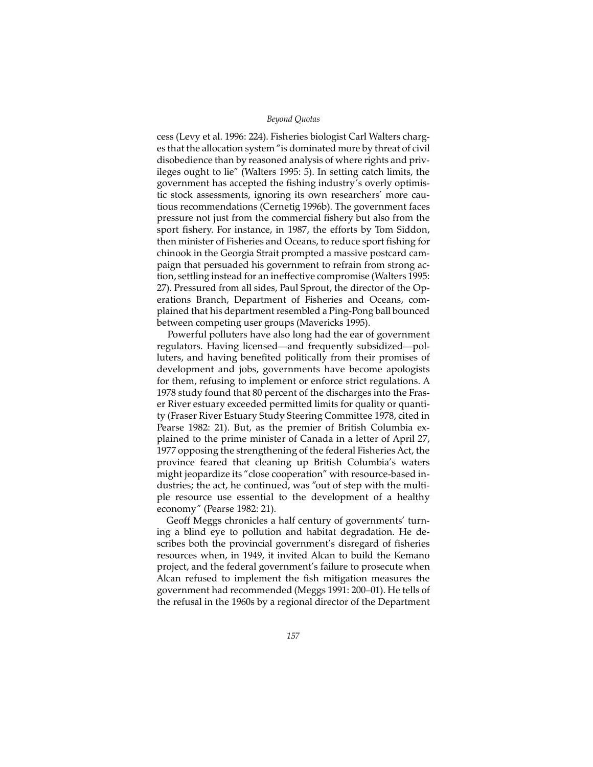cess (Levy et al. 1996: 224). Fisheries biologist Carl Walters charges that the allocation system "is dominated more by threat of civil disobedience than by reasoned analysis of where rights and privileges ought to lie" (Walters 1995: 5). In setting catch limits, the government has accepted the fishing industry's overly optimistic stock assessments, ignoring its own researchers' more cautious recommendations (Cernetig 1996b). The government faces pressure not just from the commercial fishery but also from the sport fishery. For instance, in 1987, the efforts by Tom Siddon, then minister of Fisheries and Oceans, to reduce sport fishing for chinook in the Georgia Strait prompted a massive postcard campaign that persuaded his government to refrain from strong action, settling instead for an ineffective compromise (Walters 1995: 27). Pressured from all sides, Paul Sprout, the director of the Operations Branch, Department of Fisheries and Oceans, complained that his department resembled a Ping-Pong ball bounced between competing user groups (Mavericks 1995).

Powerful polluters have also long had the ear of government regulators. Having licensed—and frequently subsidized—polluters, and having benefited politically from their promises of development and jobs, governments have become apologists for them, refusing to implement or enforce strict regulations. A 1978 study found that 80 percent of the discharges into the Fraser River estuary exceeded permitted limits for quality or quantity (Fraser River Estuary Study Steering Committee 1978, cited in Pearse 1982: 21). But, as the premier of British Columbia explained to the prime minister of Canada in a letter of April 27, 1977 opposing the strengthening of the federal Fisheries Act, the province feared that cleaning up British Columbia's waters might jeopardize its "close cooperation" with resource-based industries; the act, he continued, was "out of step with the multiple resource use essential to the development of a healthy economy" (Pearse 1982: 21).

Geoff Meggs chronicles a half century of governments' turning a blind eye to pollution and habitat degradation. He describes both the provincial government's disregard of fisheries resources when, in 1949, it invited Alcan to build the Kemano project, and the federal government's failure to prosecute when Alcan refused to implement the fish mitigation measures the government had recommended (Meggs 1991: 200–01). He tells of the refusal in the 1960s by a regional director of the Department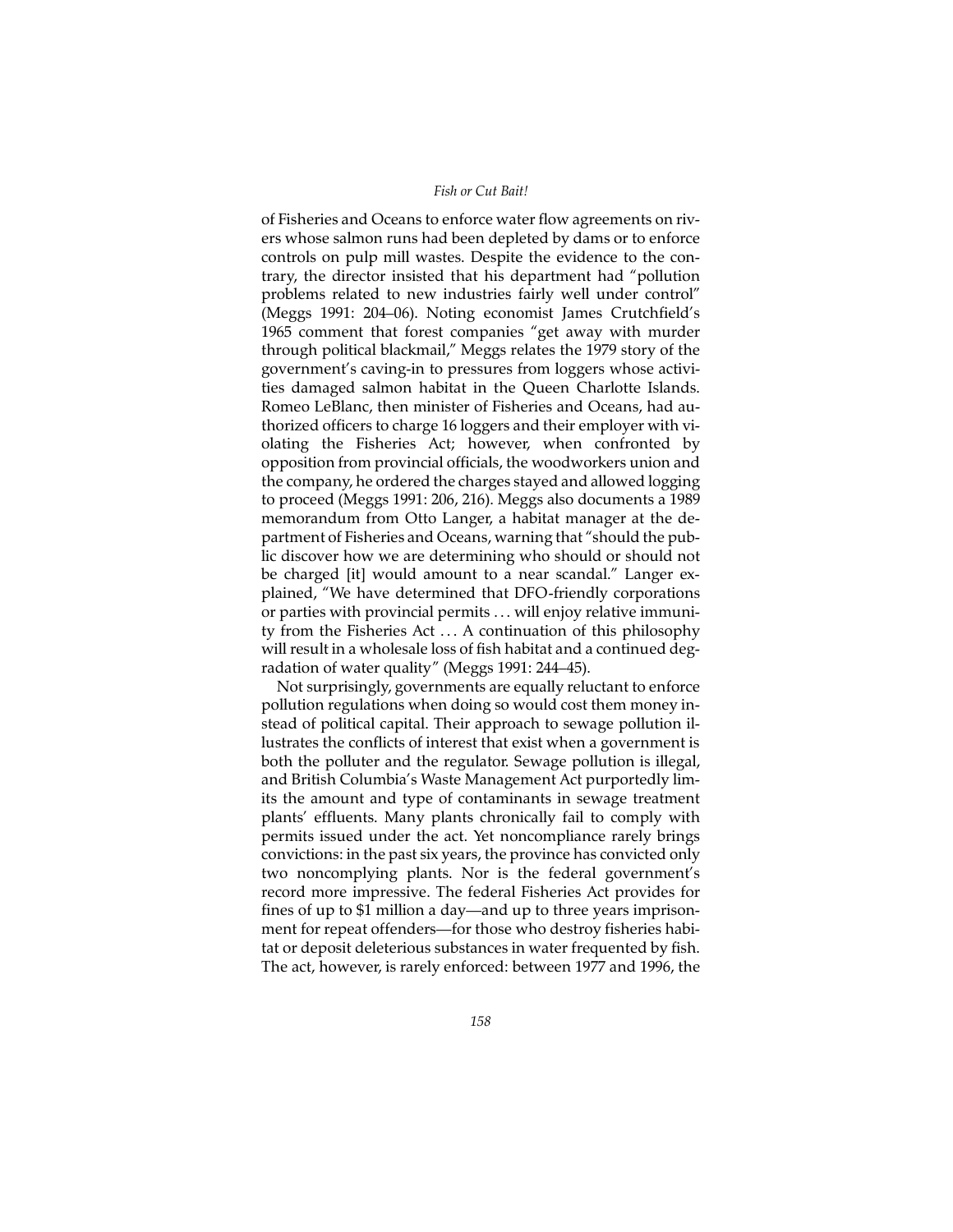of Fisheries and Oceans to enforce water flow agreements on rivers whose salmon runs had been depleted by dams or to enforce controls on pulp mill wastes. Despite the evidence to the contrary, the director insisted that his department had "pollution problems related to new industries fairly well under control" (Meggs 1991: 204–06). Noting economist James Crutchfield's 1965 comment that forest companies "get away with murder through political blackmail," Meggs relates the 1979 story of the government's caving-in to pressures from loggers whose activities damaged salmon habitat in the Queen Charlotte Islands. Romeo LeBlanc, then minister of Fisheries and Oceans, had authorized officers to charge 16 loggers and their employer with violating the Fisheries Act; however, when confronted by opposition from provincial officials, the woodworkers union and the company, he ordered the charges stayed and allowed logging to proceed (Meggs 1991: 206, 216). Meggs also documents a 1989 memorandum from Otto Langer, a habitat manager at the department of Fisheries and Oceans, warning that "should the public discover how we are determining who should or should not be charged [it] would amount to a near scandal." Langer explained, "We have determined that DFO-friendly corporations or parties with provincial permits . . . will enjoy relative immunity from the Fisheries Act . . . A continuation of this philosophy will result in a wholesale loss of fish habitat and a continued degradation of water quality" (Meggs 1991: 244–45).

Not surprisingly, governments are equally reluctant to enforce pollution regulations when doing so would cost them money instead of political capital. Their approach to sewage pollution illustrates the conflicts of interest that exist when a government is both the polluter and the regulator. Sewage pollution is illegal, and British Columbia's Waste Management Act purportedly limits the amount and type of contaminants in sewage treatment plants' effluents. Many plants chronically fail to comply with permits issued under the act. Yet noncompliance rarely brings convictions: in the past six years, the province has convicted only two noncomplying plants. Nor is the federal government's record more impressive. The federal Fisheries Act provides for fines of up to $1 million a day—and up to three years imprisonment for repeat offenders—for those who destroy fisheries habitat or deposit deleterious substances in water frequented by fish. The act, however, is rarely enforced: between 1977 and 1996, the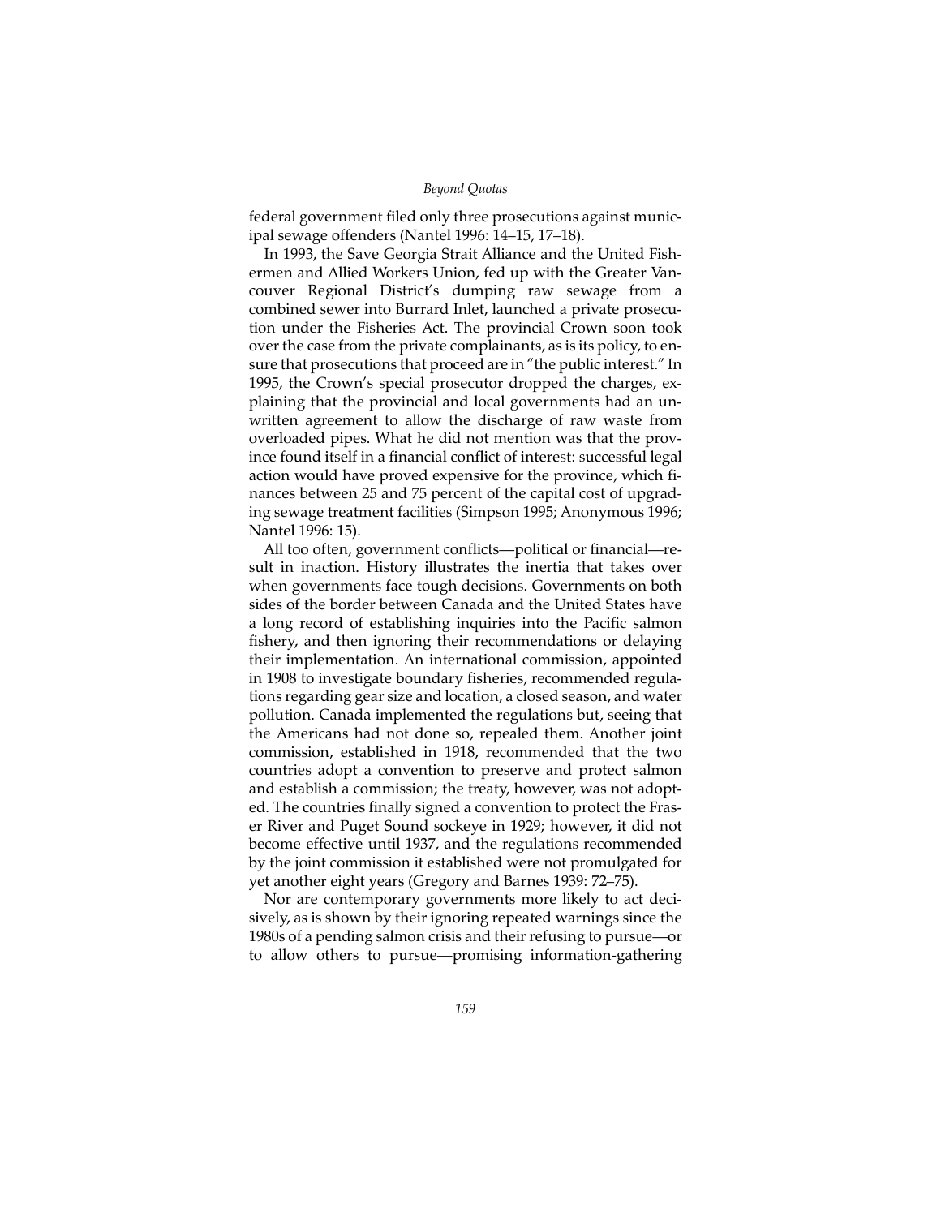federal government filed only three prosecutions against municipal sewage offenders (Nantel 1996: 14–15, 17–18).

In 1993, the Save Georgia Strait Alliance and the United Fishermen and Allied Workers Union, fed up with the Greater Vancouver Regional District's dumping raw sewage from a combined sewer into Burrard Inlet, launched a private prosecution under the Fisheries Act. The provincial Crown soon took over the case from the private complainants, as is its policy, to ensure that prosecutions that proceed are in "the public interest." In 1995, the Crown's special prosecutor dropped the charges, explaining that the provincial and local governments had an unwritten agreement to allow the discharge of raw waste from overloaded pipes. What he did not mention was that the province found itself in a financial conflict of interest: successful legal action would have proved expensive for the province, which finances between 25 and 75 percent of the capital cost of upgrading sewage treatment facilities (Simpson 1995; Anonymous 1996; Nantel 1996: 15).

All too often, government conflicts—political or financial—result in inaction. History illustrates the inertia that takes over when governments face tough decisions. Governments on both sides of the border between Canada and the United States have a long record of establishing inquiries into the Pacific salmon fishery, and then ignoring their recommendations or delaying their implementation. An international commission, appointed in 1908 to investigate boundary fisheries, recommended regulations regarding gear size and location, a closed season, and water pollution. Canada implemented the regulations but, seeing that the Americans had not done so, repealed them. Another joint commission, established in 1918, recommended that the two countries adopt a convention to preserve and protect salmon and establish a commission; the treaty, however, was not adopted. The countries finally signed a convention to protect the Fraser River and Puget Sound sockeye in 1929; however, it did not become effective until 1937, and the regulations recommended by the joint commission it established were not promulgated for yet another eight years (Gregory and Barnes 1939: 72–75).

Nor are contemporary governments more likely to act decisively, as is shown by their ignoring repeated warnings since the 1980s of a pending salmon crisis and their refusing to pursue—or to allow others to pursue—promising information-gathering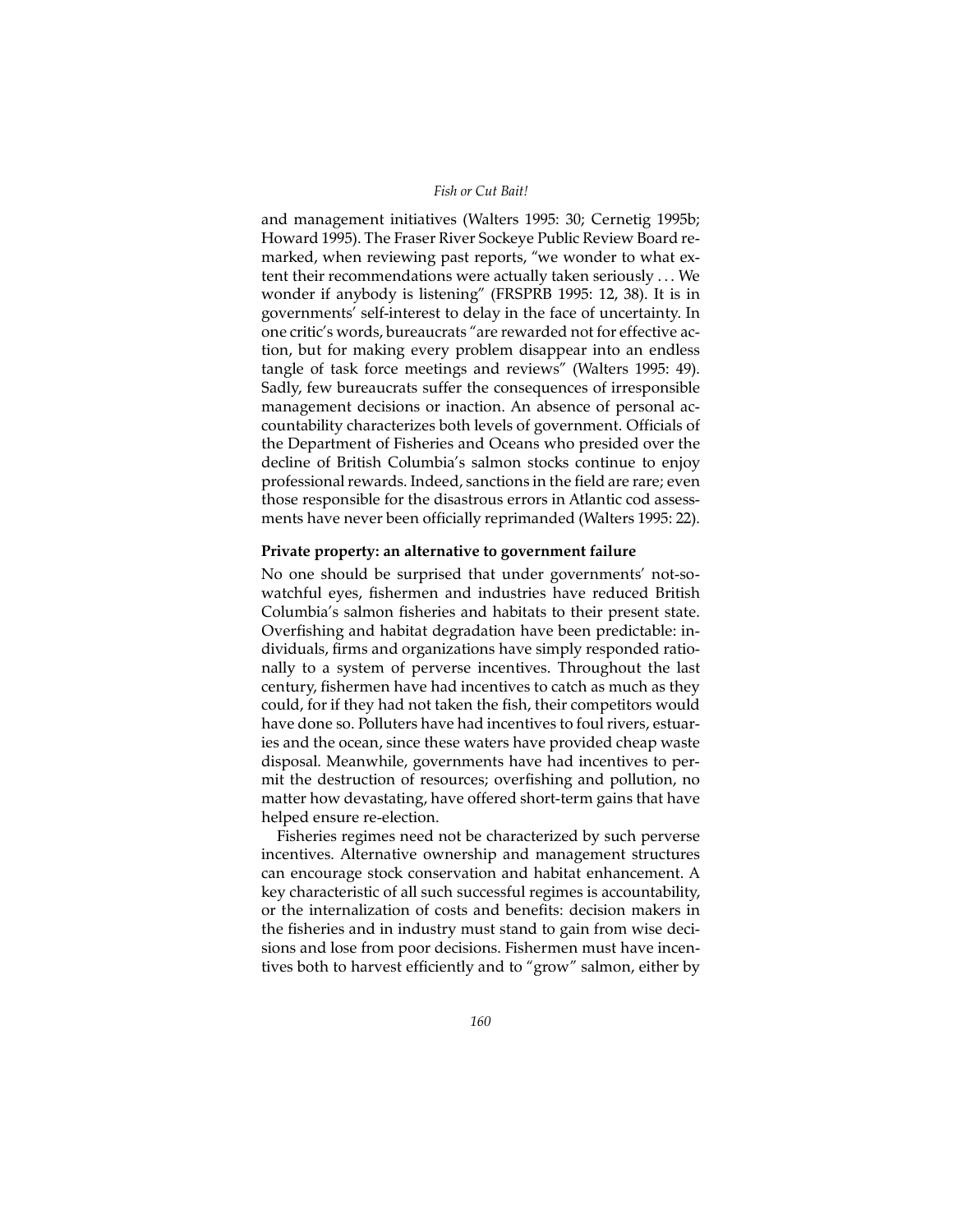and management initiatives (Walters 1995: 30; Cernetig 1995b; Howard 1995). The Fraser River Sockeye Public Review Board remarked, when reviewing past reports, "we wonder to what extent their recommendations were actually taken seriously . . . We wonder if anybody is listening" (FRSPRB 1995: 12, 38). It is in governments' self-interest to delay in the face of uncertainty. In one critic's words, bureaucrats "are rewarded not for effective action, but for making every problem disappear into an endless tangle of task force meetings and reviews" (Walters 1995: 49). Sadly, few bureaucrats suffer the consequences of irresponsible management decisions or inaction. An absence of personal accountability characterizes both levels of government. Officials of the Department of Fisheries and Oceans who presided over the decline of British Columbia's salmon stocks continue to enjoy professional rewards. Indeed, sanctions in the field are rare; even those responsible for the disastrous errors in Atlantic cod assessments have never been officially reprimanded (Walters 1995: 22).

### Private property: an alternative to government failure

No one should be surprised that under governments' not-so-watchful eyes, fishermen and industries have reduced British Columbia's salmon fisheries and habitats to their present state. Overfishing and habitat degradation have been predictable: individuals, firms and organizations have simply responded rationally to a system of perverse incentives. Throughout the last century, fishermen have had incentives to catch as much as they could, for if they had not taken the fish, their competitors would have done so. Polluters have had incentives to foul rivers, estuaries and the ocean, since these waters have provided cheap waste disposal. Meanwhile, governments have had incentives to permit the destruction of resources; overfishing and pollution, no matter how devastating, have offered short-term gains that have helped ensure re-election.

Fisheries regimes need not be characterized by such perverse incentives. Alternative ownership and management structures can encourage stock conservation and habitat enhancement. A key characteristic of all such successful regimes is accountability, or the internalization of costs and benefits: decision makers in the fisheries and in industry must stand to gain from wise decisions and lose from poor decisions. Fishermen must have incentives both to harvest efficiently and to "grow" salmon, either by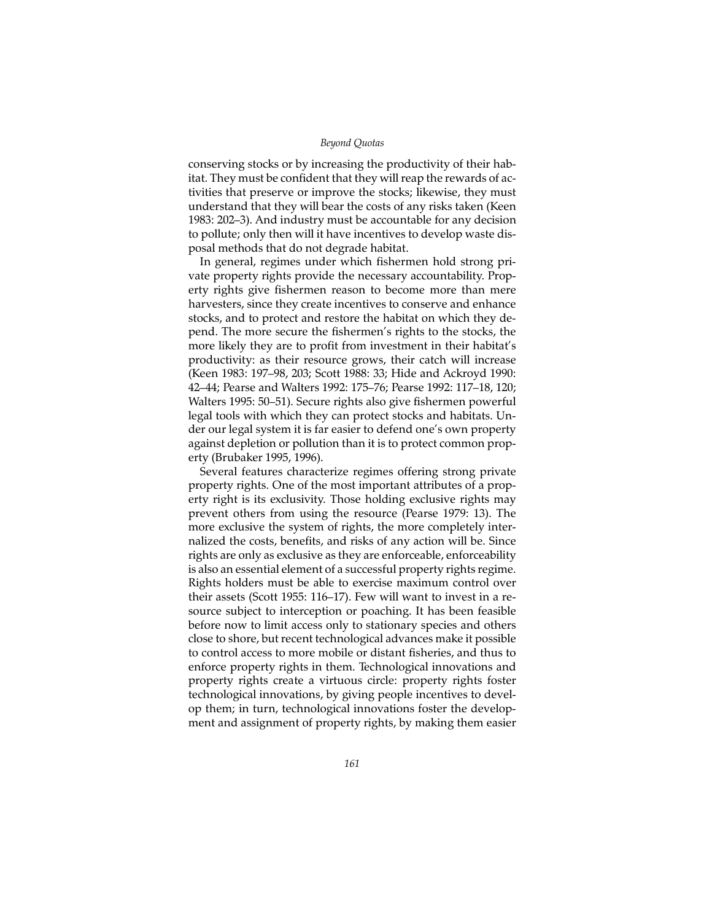conserving stocks or by increasing the productivity of their habitat. They must be confident that they will reap the rewards of activities that preserve or improve the stocks; likewise, they must understand that they will bear the costs of any risks taken (Keen 1983: 202–3). And industry must be accountable for any decision to pollute; only then will it have incentives to develop waste disposal methods that do not degrade habitat.

In general, regimes under which fishermen hold strong private property rights provide the necessary accountability. Property rights give fishermen reason to become more than mere harvesters, since they create incentives to conserve and enhance stocks, and to protect and restore the habitat on which they depend. The more secure the fishermen's rights to the stocks, the more likely they are to profit from investment in their habitat's productivity: as their resource grows, their catch will increase (Keen 1983: 197–98, 203; Scott 1988: 33; Hide and Ackroyd 1990: 42–44; Pearse and Walters 1992: 175–76; Pearse 1992: 117–18, 120; Walters 1995: 50–51). Secure rights also give fishermen powerful legal tools with which they can protect stocks and habitats. Under our legal system it is far easier to defend one's own property against depletion or pollution than it is to protect common property (Brubaker 1995, 1996).

Several features characterize regimes offering strong private property rights. One of the most important attributes of a property right is its exclusivity. Those holding exclusive rights may prevent others from using the resource (Pearse 1979: 13). The more exclusive the system of rights, the more completely internalized the costs, benefits, and risks of any action will be. Since rights are only as exclusive as they are enforceable, enforceability is also an essential element of a successful property rights regime. Rights holders must be able to exercise maximum control over their assets (Scott 1955: 116–17). Few will want to invest in a resource subject to interception or poaching. It has been feasible before now to limit access only to stationary species and others close to shore, but recent technological advances make it possible to control access to more mobile or distant fisheries, and thus to enforce property rights in them. Technological innovations and property rights create a virtuous circle: property rights foster technological innovations, by giving people incentives to develop them; in turn, technological innovations foster the development and assignment of property rights, by making them easier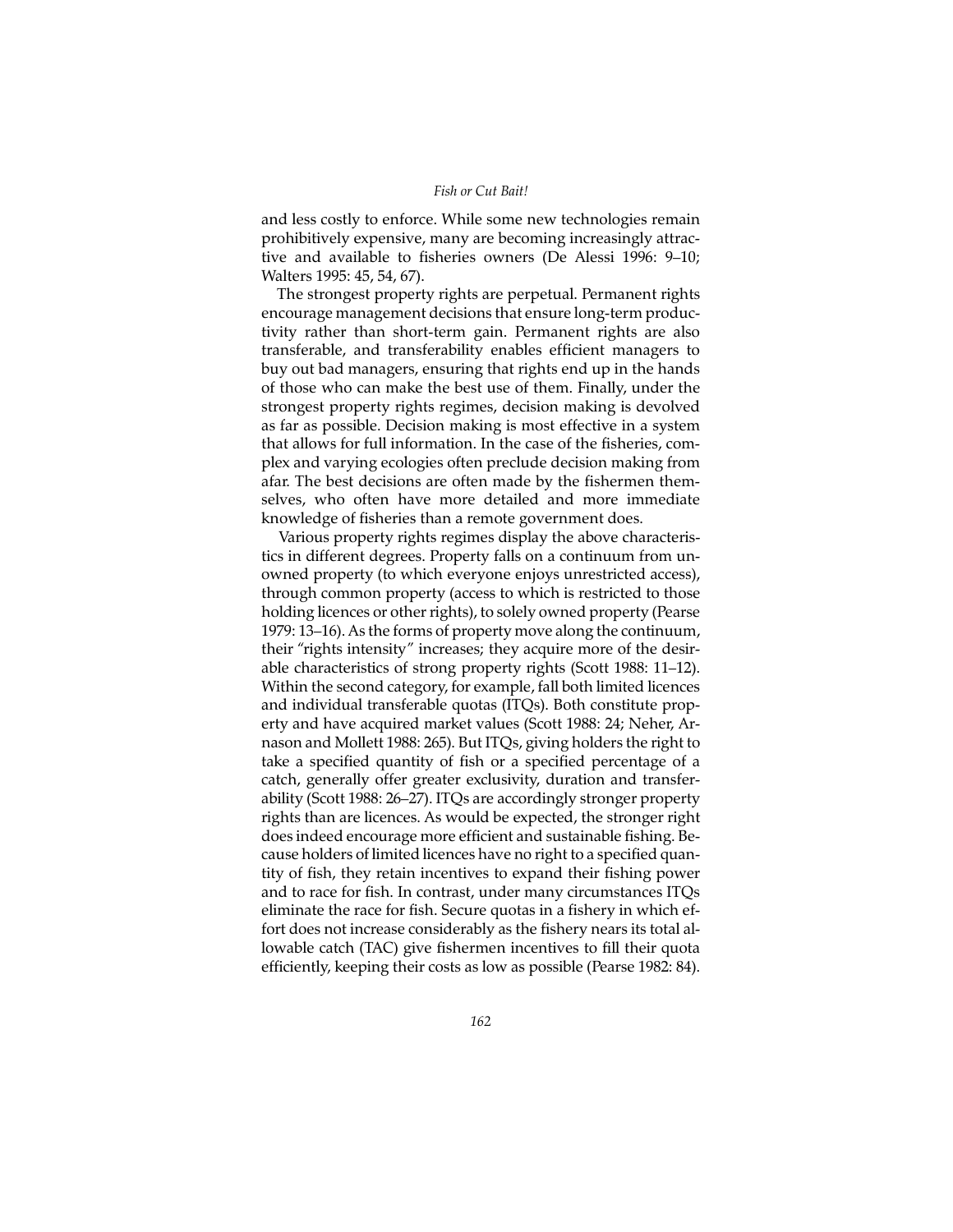and less costly to enforce. While some new technologies remain prohibitively expensive, many are becoming increasingly attractive and available to fisheries owners (De Alessi 1996: 9–10; Walters 1995: 45, 54, 67).

The strongest property rights are perpetual. Permanent rights encourage management decisions that ensure long-term productivity rather than short-term gain. Permanent rights are also transferable, and transferability enables efficient managers to buy out bad managers, ensuring that rights end up in the hands of those who can make the best use of them. Finally, under the strongest property rights regimes, decision making is devolved as far as possible. Decision making is most effective in a system that allows for full information. In the case of the fisheries, complex and varying ecologies often preclude decision making from afar. The best decisions are often made by the fishermen themselves, who often have more detailed and more immediate knowledge of fisheries than a remote government does.

Various property rights regimes display the above characteristics in different degrees. Property falls on a continuum from unowned property (to which everyone enjoys unrestricted access), through common property (access to which is restricted to those holding licences or other rights), to solely owned property (Pearse 1979: 13–16). As the forms of property move along the continuum, their "rights intensity" increases; they acquire more of the desirable characteristics of strong property rights (Scott 1988: 11–12). Within the second category, for example, fall both limited licences and individual transferable quotas (ITQs). Both constitute property and have acquired market values (Scott 1988: 24; Neher, Arnason and Mollett 1988: 265). But ITQs, giving holders the right to take a specified quantity of fish or a specified percentage of a catch, generally offer greater exclusivity, duration and transferability (Scott 1988: 26–27). ITQs are accordingly stronger property rights than are licences. As would be expected, the stronger right does indeed encourage more efficient and sustainable fishing. Because holders of limited licences have no right to a specified quantity of fish, they retain incentives to expand their fishing power and to race for fish. In contrast, under many circumstances ITQs eliminate the race for fish. Secure quotas in a fishery in which effort does not increase considerably as the fishery nears its total allowable catch (TAC) give fishermen incentives to fill their quota efficiently, keeping their costs as low as possible (Pearse 1982: 84).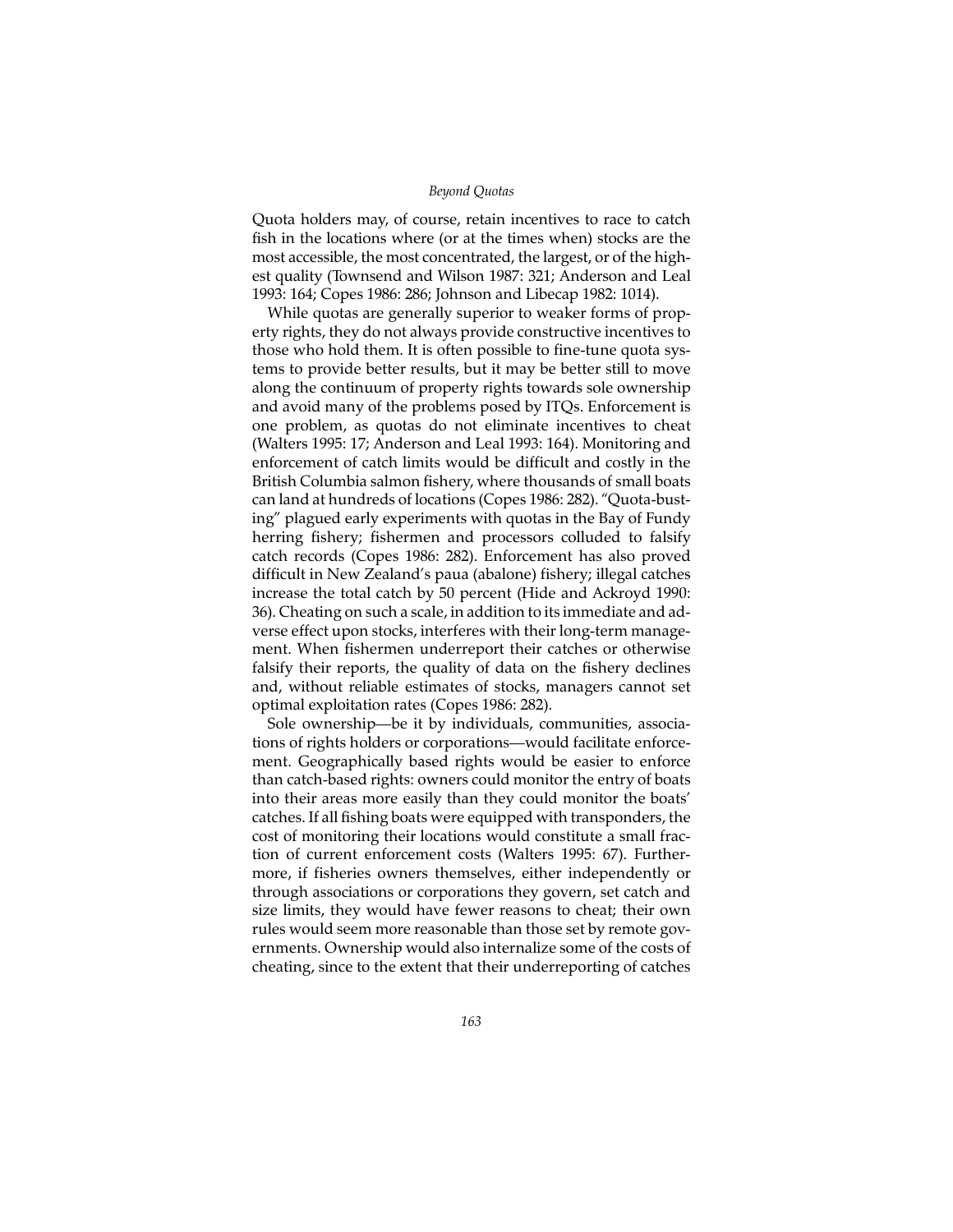Quota holders may, of course, retain incentives to race to catch fish in the locations where (or at the times when) stocks are the most accessible, the most concentrated, the largest, or of the highest quality (Townsend and Wilson 1987: 321; Anderson and Leal 1993: 164; Copes 1986: 286; Johnson and Libecap 1982: 1014).

While quotas are generally superior to weaker forms of property rights, they do not always provide constructive incentives to those who hold them. It is often possible to fine-tune quota systems to provide better results, but it may be better still to move along the continuum of property rights towards sole ownership and avoid many of the problems posed by ITQs. Enforcement is one problem, as quotas do not eliminate incentives to cheat (Walters 1995: 17; Anderson and Leal 1993: 164). Monitoring and enforcement of catch limits would be difficult and costly in the British Columbia salmon fishery, where thousands of small boats can land at hundreds of locations (Copes 1986: 282). "Quota-busting" plagued early experiments with quotas in the Bay of Fundy herring fishery; fishermen and processors colluded to falsify catch records (Copes 1986: 282). Enforcement has also proved difficult in New Zealand's paua (abalone) fishery; illegal catches increase the total catch by 50 percent (Hide and Ackroyd 1990: 36). Cheating on such a scale, in addition to its immediate and adverse effect upon stocks, interferes with their long-term management. When fishermen underreport their catches or otherwise falsify their reports, the quality of data on the fishery declines and, without reliable estimates of stocks, managers cannot set optimal exploitation rates (Copes 1986: 282).

Sole ownership—be it by individuals, communities, associations of rights holders or corporations—would facilitate enforcement. Geographically based rights would be easier to enforce than catch-based rights: owners could monitor the entry of boats into their areas more easily than they could monitor the boats' catches. If all fishing boats were equipped with transponders, the cost of monitoring their locations would constitute a small fraction of current enforcement costs (Walters 1995: 67). Furthermore, if fisheries owners themselves, either independently or through associations or corporations they govern, set catch and size limits, they would have fewer reasons to cheat; their own rules would seem more reasonable than those set by remote governments. Ownership would also internalize some of the costs of cheating, since to the extent that their underreporting of catches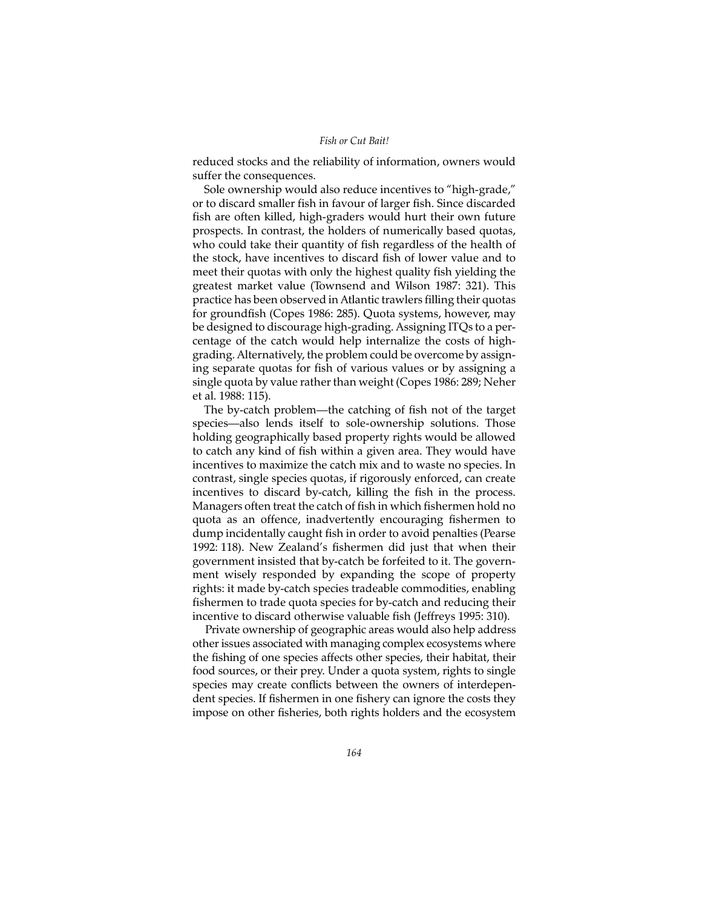reduced stocks and the reliability of information, owners would suffer the consequences.

Sole ownership would also reduce incentives to "high-grade," or to discard smaller fish in favour of larger fish. Since discarded fish are often killed, high-graders would hurt their own future prospects. In contrast, the holders of numerically based quotas, who could take their quantity of fish regardless of the health of the stock, have incentives to discard fish of lower value and to meet their quotas with only the highest quality fish yielding the greatest market value (Townsend and Wilson 1987: 321). This practice has been observed in Atlantic trawlers filling their quotas for groundfish (Copes 1986: 285). Quota systems, however, may be designed to discourage high-grading. Assigning ITQs to a percentage of the catch would help internalize the costs of high-grading. Alternatively, the problem could be overcome by assigning separate quotas for fish of various values or by assigning a single quota by value rather than weight (Copes 1986: 289; Neher et al. 1988: 115).

The by-catch problem—the catching of fish not of the target species—also lends itself to sole-ownership solutions. Those holding geographically based property rights would be allowed to catch any kind of fish within a given area. They would have incentives to maximize the catch mix and to waste no species. In contrast, single species quotas, if rigorously enforced, can create incentives to discard by-catch, killing the fish in the process. Managers often treat the catch of fish in which fishermen hold no quota as an offence, inadvertently encouraging fishermen to dump incidentally caught fish in order to avoid penalties (Pearse 1992: 118). New Zealand's fishermen did just that when their government insisted that by-catch be forfeited to it. The government wisely responded by expanding the scope of property rights: it made by-catch species tradeable commodities, enabling fishermen to trade quota species for by-catch and reducing their incentive to discard otherwise valuable fish (Jeffreys 1995: 310).

Private ownership of geographic areas would also help address other issues associated with managing complex ecosystems where the fishing of one species affects other species, their habitat, their food sources, or their prey. Under a quota system, rights to single species may create conflicts between the owners of interdependent species. If fishermen in one fishery can ignore the costs they impose on other fisheries, both rights holders and the ecosystem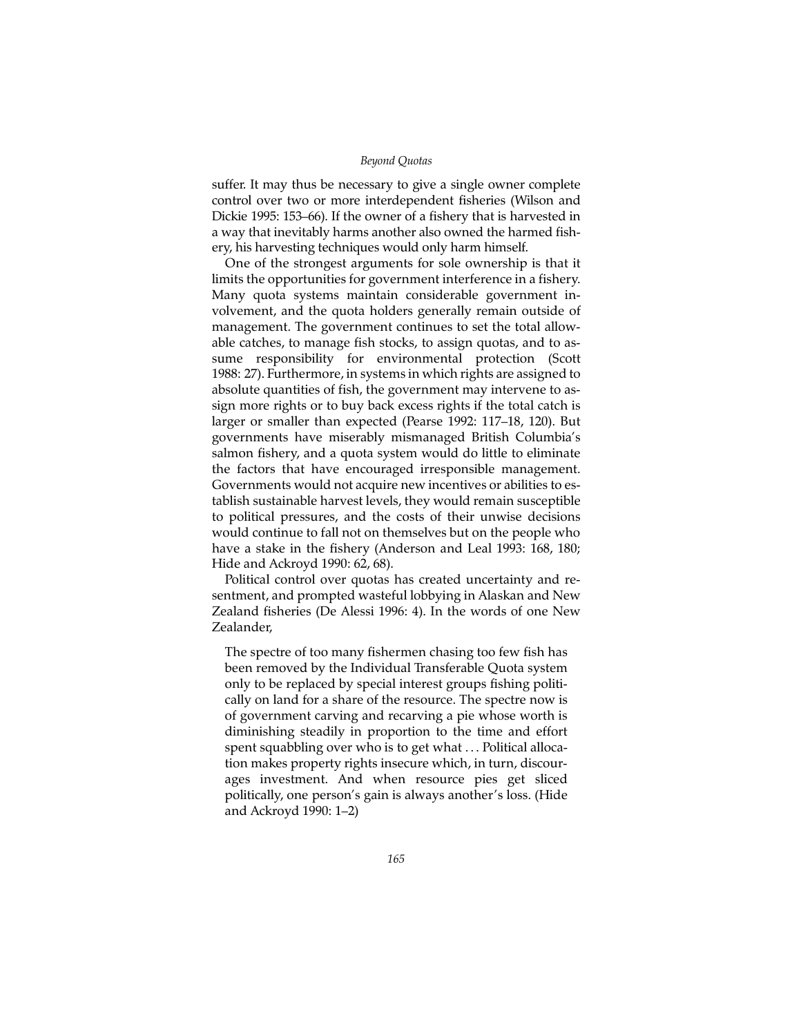suffer. It may thus be necessary to give a single owner complete control over two or more interdependent fisheries (Wilson and Dickie 1995: 153–66). If the owner of a fishery that is harvested in a way that inevitably harms another also owned the harmed fishery, his harvesting techniques would only harm himself.

One of the strongest arguments for sole ownership is that it limits the opportunities for government interference in a fishery. Many quota systems maintain considerable government involvement, and the quota holders generally remain outside of management. The government continues to set the total allowable catches, to manage fish stocks, to assign quotas, and to assume responsibility for environmental protection (Scott 1988: 27). Furthermore, in systems in which rights are assigned to absolute quantities of fish, the government may intervene to assign more rights or to buy back excess rights if the total catch is larger or smaller than expected (Pearse 1992: 117–18, 120). But governments have miserably mismanaged British Columbia's salmon fishery, and a quota system would do little to eliminate the factors that have encouraged irresponsible management. Governments would not acquire new incentives or abilities to establish sustainable harvest levels, they would remain susceptible to political pressures, and the costs of their unwise decisions would continue to fall not on themselves but on the people who have a stake in the fishery (Anderson and Leal 1993: 168, 180; Hide and Ackroyd 1990: 62, 68).

Political control over quotas has created uncertainty and resentment, and prompted wasteful lobbying in Alaskan and New Zealand fisheries (De Alessi 1996: 4). In the words of one New Zealander,

> The spectre of too many fishermen chasing too few fish has been removed by the Individual Transferable Quota system only to be replaced by special interest groups fishing politically on land for a share of the resource. The spectre now is of government carving and recarving a pie whose worth is diminishing steadily in proportion to the time and effort spent squabbling over who is to get what . . . Political allocation makes property rights insecure which, in turn, discourages investment. And when resource pies get sliced politically, one person's gain is always another's loss. (Hide and Ackroyd 1990: 1–2)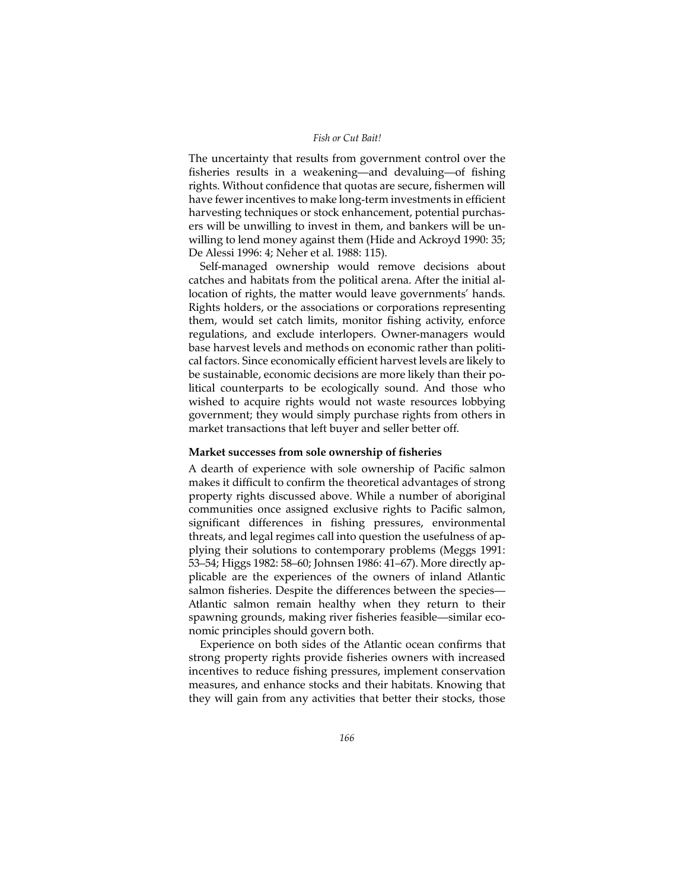The uncertainty that results from government control over the fisheries results in a weakening—and devaluing—of fishing rights. Without confidence that quotas are secure, fishermen will have fewer incentives to make long-term investments in efficient harvesting techniques or stock enhancement, potential purchasers will be unwilling to invest in them, and bankers will be unwilling to lend money against them (Hide and Ackroyd 1990: 35; De Alessi 1996: 4; Neher et al. 1988: 115).

Self-managed ownership would remove decisions about catches and habitats from the political arena. After the initial allocation of rights, the matter would leave governments' hands. Rights holders, or the associations or corporations representing them, would set catch limits, monitor fishing activity, enforce regulations, and exclude interlopers. Owner-managers would base harvest levels and methods on economic rather than political factors. Since economically efficient harvest levels are likely to be sustainable, economic decisions are more likely than their political counterparts to be ecologically sound. And those who wished to acquire rights would not waste resources lobbying government; they would simply purchase rights from others in market transactions that left buyer and seller better off.

### Market successes from sole ownership of fisheries

A dearth of experience with sole ownership of Pacific salmon makes it difficult to confirm the theoretical advantages of strong property rights discussed above. While a number of aboriginal communities once assigned exclusive rights to Pacific salmon, significant differences in fishing pressures, environmental threats, and legal regimes call into question the usefulness of applying their solutions to contemporary problems (Meggs 1991: 53–54; Higgs 1982: 58–60; Johnsen 1986: 41–67). More directly applicable are the experiences of the owners of inland Atlantic salmon fisheries. Despite the differences between the species—Atlantic salmon remain healthy when they return to their spawning grounds, making river fisheries feasible—similar economic principles should govern both.

Experience on both sides of the Atlantic ocean confirms that strong property rights provide fisheries owners with increased incentives to reduce fishing pressures, implement conservation measures, and enhance stocks and their habitats. Knowing that they will gain from any activities that better their stocks, those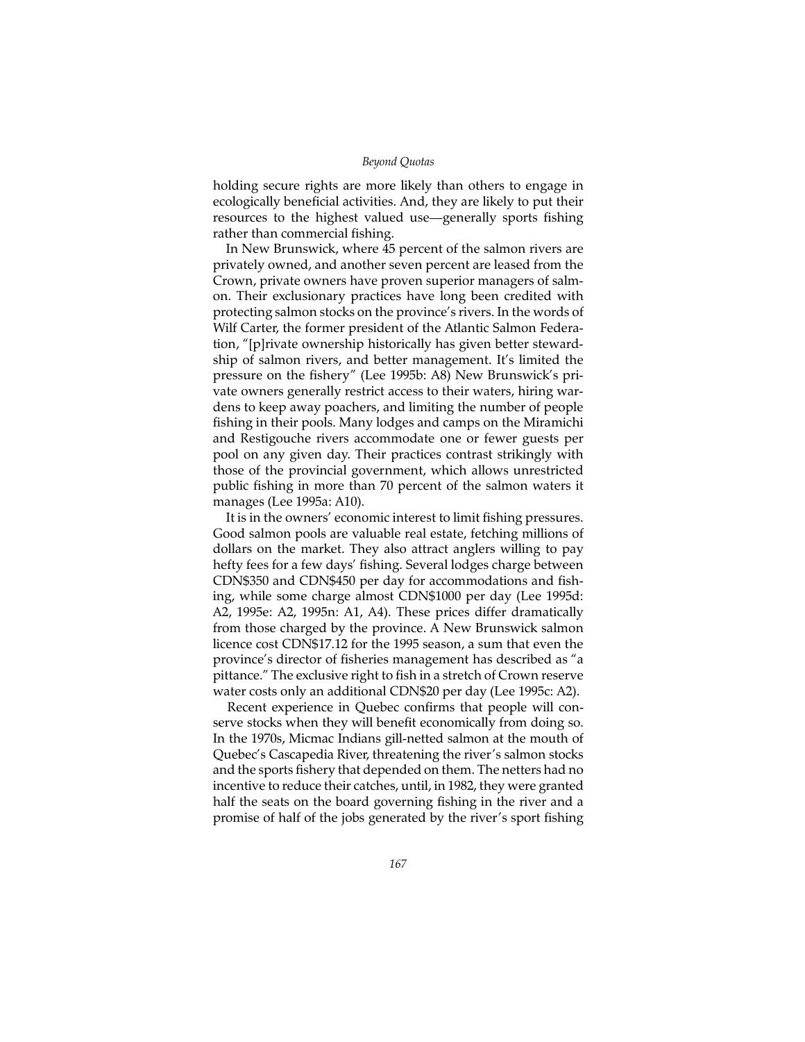holding secure rights are more likely than others to engage in ecologically beneficial activities. And, they are likely to put their resources to the highest valued use—generally sports fishing rather than commercial fishing.

In New Brunswick, where 45 percent of the salmon rivers are privately owned, and another seven percent are leased from the Crown, private owners have proven superior managers of salmon. Their exclusionary practices have long been credited with protecting salmon stocks on the province's rivers. In the words of Wilf Carter, the former president of the Atlantic Salmon Federation, "[p]rivate ownership historically has given better stewardship of salmon rivers, and better management. It's limited the pressure on the fishery" (Lee 1995b: A8) New Brunswick's private owners generally restrict access to their waters, hiring wardens to keep away poachers, and limiting the number of people fishing in their pools. Many lodges and camps on the Miramichi and Restigouche rivers accommodate one or fewer guests per pool on any given day. Their practices contrast strikingly with those of the provincial government, which allows unrestricted public fishing in more than 70 percent of the salmon waters it manages (Lee 1995a: A10).

It is in the owners' economic interest to limit fishing pressures. Good salmon pools are valuable real estate, fetching millions of dollars on the market. They also attract anglers willing to pay hefty fees for a few days' fishing. Several lodges charge between CDN$350 and CDN$450 per day for accommodations and fishing, while some charge almost CDN$1000 per day (Lee 1995d: A2, 1995e: A2, 1995n: A1, A4). These prices differ dramatically from those charged by the province. A New Brunswick salmon licence cost CDN$17.12 for the 1995 season, a sum that even the province's director of fisheries management has described as "a pittance." The exclusive right to fish in a stretch of Crown reserve water costs only an additional CDN$20 per day (Lee 1995c: A2).

Recent experience in Quebec confirms that people will conserve stocks when they will benefit economically from doing so. In the 1970s, Micmac Indians gill-netted salmon at the mouth of Quebec's Cascapedia River, threatening the river's salmon stocks and the sports fishery that depended on them. The netters had no incentive to reduce their catches, until, in 1982, they were granted half the seats on the board governing fishing in the river and a promise of half of the jobs generated by the river's sport fishing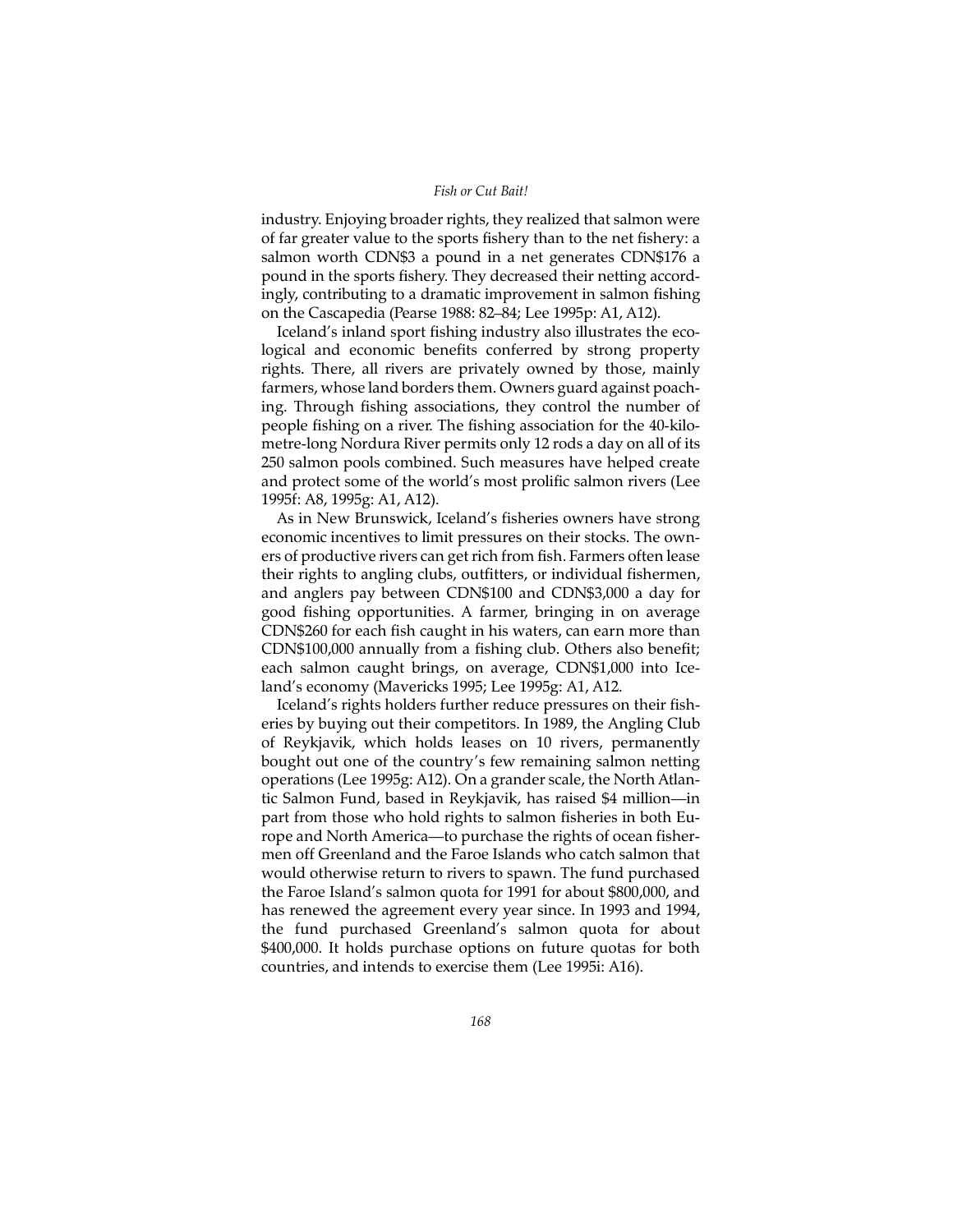industry. Enjoying broader rights, they realized that salmon were of far greater value to the sports fishery than to the net fishery: a salmon worth CDN$3 a pound in a net generates CDN$176 a pound in the sports fishery. They decreased their netting accordingly, contributing to a dramatic improvement in salmon fishing on the Cascapedia (Pearse 1988: 82–84; Lee 1995p: A1, A12).

Iceland's inland sport fishing industry also illustrates the ecological and economic benefits conferred by strong property rights. There, all rivers are privately owned by those, mainly farmers, whose land borders them. Owners guard against poaching. Through fishing associations, they control the number of people fishing on a river. The fishing association for the 40-kilometre-long Nordura River permits only 12 rods a day on all of its 250 salmon pools combined. Such measures have helped create and protect some of the world's most prolific salmon rivers (Lee 1995f: A8, 1995g: A1, A12).

As in New Brunswick, Iceland's fisheries owners have strong economic incentives to limit pressures on their stocks. The owners of productive rivers can get rich from fish. Farmers often lease their rights to angling clubs, outfitters, or individual fishermen, and anglers pay between CDN$100 and CDN$3,000 a day for good fishing opportunities. A farmer, bringing in on average CDN$260 for each fish caught in his waters, can earn more than CDN$100,000 annually from a fishing club. Others also benefit; each salmon caught brings, on average, CDN$1,000 into Iceland's economy (Mavericks 1995; Lee 1995g: A1, A12.

Iceland's rights holders further reduce pressures on their fisheries by buying out their competitors. In 1989, the Angling Club of Reykjavik, which holds leases on 10 rivers, permanently bought out one of the country's few remaining salmon netting operations (Lee 1995g: A12). On a grander scale, the North Atlantic Salmon Fund, based in Reykjavik, has raised $4 million—in part from those who hold rights to salmon fisheries in both Europe and North America—to purchase the rights of ocean fishermen off Greenland and the Faroe Islands who catch salmon that would otherwise return to rivers to spawn. The fund purchased the Faroe Island's salmon quota for 1991 for about $800,000, and has renewed the agreement every year since. In 1993 and 1994, the fund purchased Greenland's salmon quota for about $400,000. It holds purchase options on future quotas for both countries, and intends to exercise them (Lee 1995i: A16).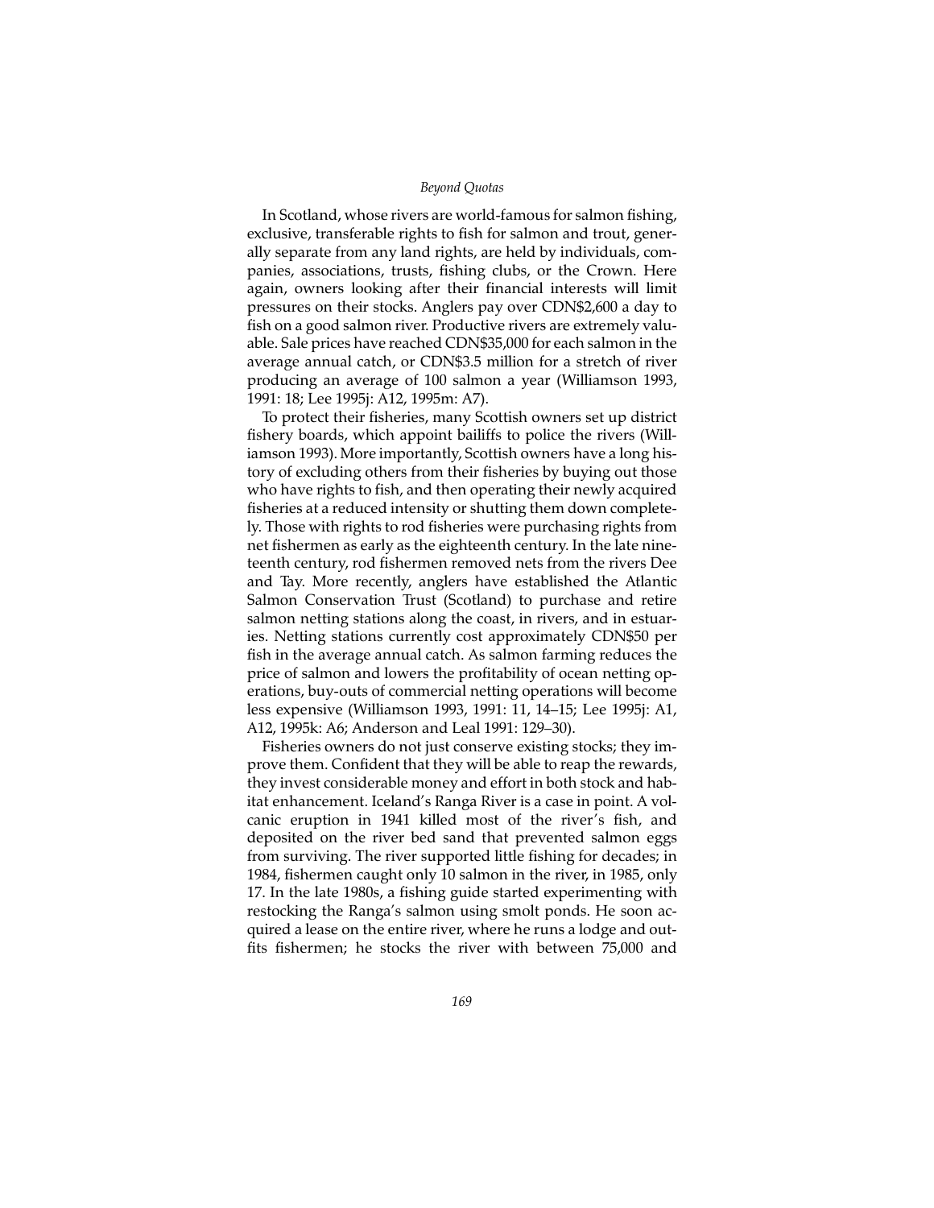In Scotland, whose rivers are world-famous for salmon fishing, exclusive, transferable rights to fish for salmon and trout, generally separate from any land rights, are held by individuals, companies, associations, trusts, fishing clubs, or the Crown. Here again, owners looking after their financial interests will limit pressures on their stocks. Anglers pay over CDN$2,600 a day to fish on a good salmon river. Productive rivers are extremely valuable. Sale prices have reached CDN$35,000 for each salmon in the average annual catch, or CDN$3.5 million for a stretch of river producing an average of 100 salmon a year (Williamson 1993, 1991: 18; Lee 1995j: A12, 1995m: A7).

To protect their fisheries, many Scottish owners set up district fishery boards, which appoint bailiffs to police the rivers (Williamson 1993). More importantly, Scottish owners have a long history of excluding others from their fisheries by buying out those who have rights to fish, and then operating their newly acquired fisheries at a reduced intensity or shutting them down completely. Those with rights to rod fisheries were purchasing rights from net fishermen as early as the eighteenth century. In the late nineteenth century, rod fishermen removed nets from the rivers Dee and Tay. More recently, anglers have established the Atlantic Salmon Conservation Trust (Scotland) to purchase and retire salmon netting stations along the coast, in rivers, and in estuaries. Netting stations currently cost approximately CDN$50 per fish in the average annual catch. As salmon farming reduces the price of salmon and lowers the profitability of ocean netting operations, buy-outs of commercial netting operations will become less expensive (Williamson 1993, 1991: 11, 14–15; Lee 1995j: A1, A12, 1995k: A6; Anderson and Leal 1991: 129–30).

Fisheries owners do not just conserve existing stocks; they improve them. Confident that they will be able to reap the rewards, they invest considerable money and effort in both stock and habitat enhancement. Iceland's Ranga River is a case in point. A volcanic eruption in 1941 killed most of the river's fish, and deposited on the river bed sand that prevented salmon eggs from surviving. The river supported little fishing for decades; in 1984, fishermen caught only 10 salmon in the river, in 1985, only 17. In the late 1980s, a fishing guide started experimenting with restocking the Ranga's salmon using smolt ponds. He soon acquired a lease on the entire river, where he runs a lodge and outfits fishermen; he stocks the river with between 75,000 and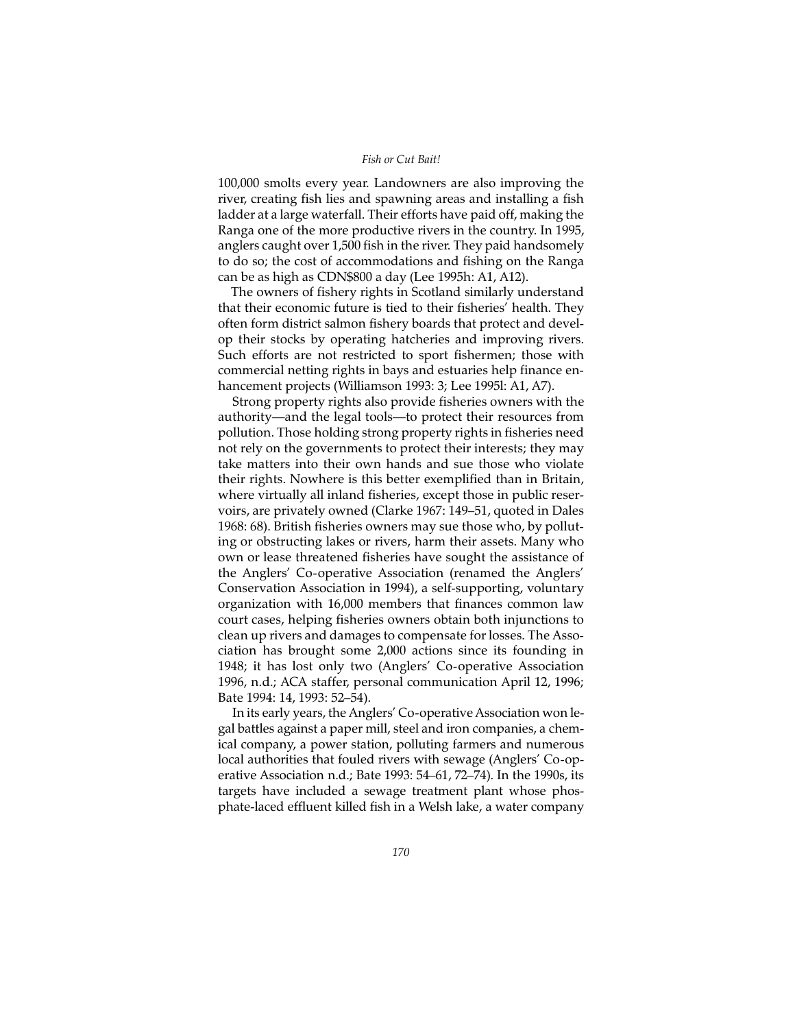100,000 smolts every year. Landowners are also improving the river, creating fish lies and spawning areas and installing a fish ladder at a large waterfall. Their efforts have paid off, making the Ranga one of the more productive rivers in the country. In 1995, anglers caught over 1,500 fish in the river. They paid handsomely to do so; the cost of accommodations and fishing on the Ranga can be as high as CDN$800 a day (Lee 1995h: A1, A12).

The owners of fishery rights in Scotland similarly understand that their economic future is tied to their fisheries' health. They often form district salmon fishery boards that protect and develop their stocks by operating hatcheries and improving rivers. Such efforts are not restricted to sport fishermen; those with commercial netting rights in bays and estuaries help finance enhancement projects (Williamson 1993: 3; Lee 1995l: A1, A7).

Strong property rights also provide fisheries owners with the authority—and the legal tools—to protect their resources from pollution. Those holding strong property rights in fisheries need not rely on the governments to protect their interests; they may take matters into their own hands and sue those who violate their rights. Nowhere is this better exemplified than in Britain, where virtually all inland fisheries, except those in public reservoirs, are privately owned (Clarke 1967: 149–51, quoted in Dales 1968: 68). British fisheries owners may sue those who, by polluting or obstructing lakes or rivers, harm their assets. Many who own or lease threatened fisheries have sought the assistance of the Anglers' Co-operative Association (renamed the Anglers' Conservation Association in 1994), a self-supporting, voluntary organization with 16,000 members that finances common law court cases, helping fisheries owners obtain both injunctions to clean up rivers and damages to compensate for losses. The Association has brought some 2,000 actions since its founding in 1948; it has lost only two (Anglers' Co-operative Association 1996, n.d.; ACA staffer, personal communication April 12, 1996; Bate 1994: 14, 1993: 52–54).

In its early years, the Anglers' Co-operative Association won legal battles against a paper mill, steel and iron companies, a chemical company, a power station, polluting farmers and numerous local authorities that fouled rivers with sewage (Anglers' Co-operative Association n.d.; Bate 1993: 54–61, 72–74). In the 1990s, its targets have included a sewage treatment plant whose phosphate-laced effluent killed fish in a Welsh lake, a water company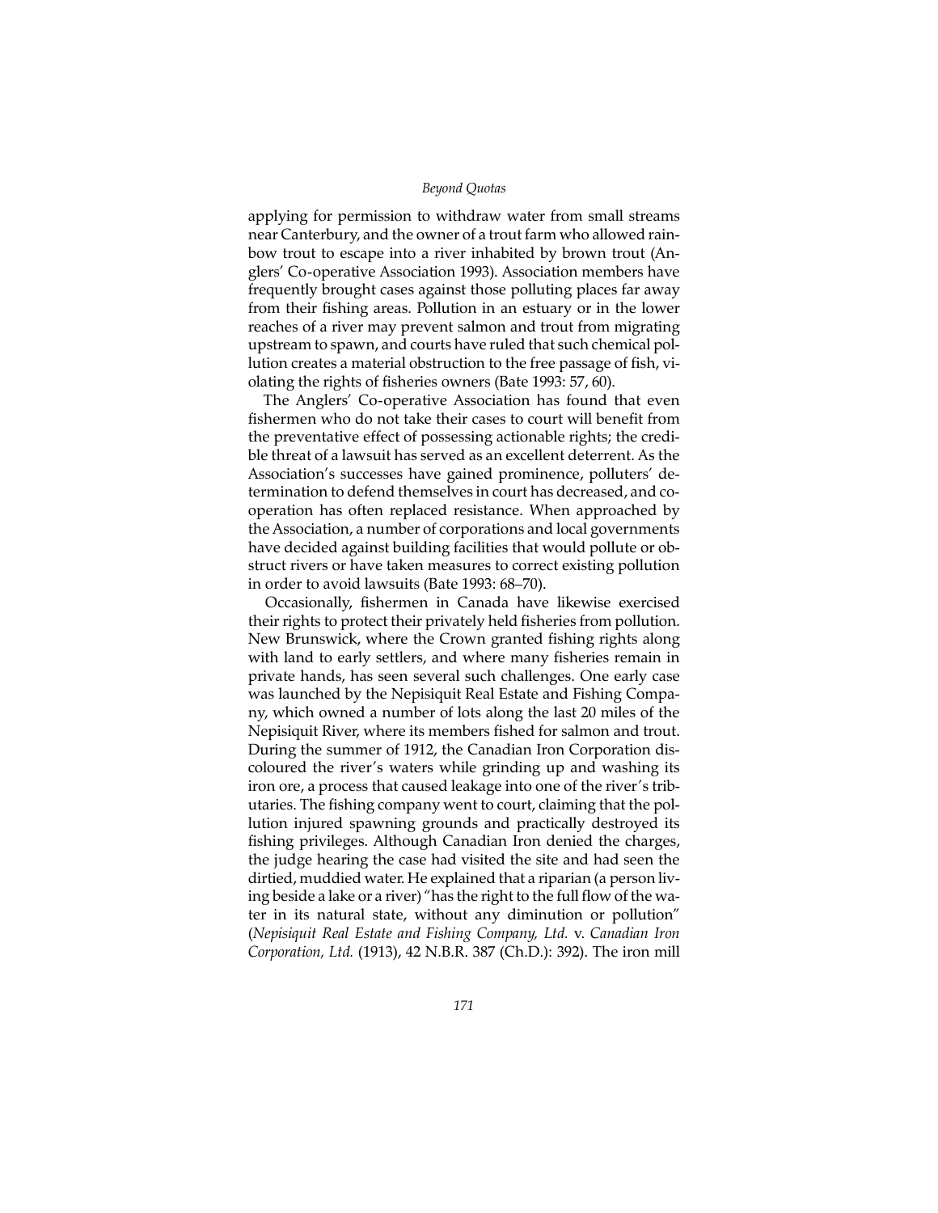applying for permission to withdraw water from small streams near Canterbury, and the owner of a trout farm who allowed rainbow trout to escape into a river inhabited by brown trout (Anglers' Co-operative Association 1993). Association members have frequently brought cases against those polluting places far away from their fishing areas. Pollution in an estuary or in the lower reaches of a river may prevent salmon and trout from migrating upstream to spawn, and courts have ruled that such chemical pollution creates a material obstruction to the free passage of fish, violating the rights of fisheries owners (Bate 1993: 57, 60).

The Anglers' Co-operative Association has found that even fishermen who do not take their cases to court will benefit from the preventative effect of possessing actionable rights; the credible threat of a lawsuit has served as an excellent deterrent. As the Association's successes have gained prominence, polluters' determination to defend themselves in court has decreased, and co-operation has often replaced resistance. When approached by the Association, a number of corporations and local governments have decided against building facilities that would pollute or obstruct rivers or have taken measures to correct existing pollution in order to avoid lawsuits (Bate 1993: 68–70).

Occasionally, fishermen in Canada have likewise exercised their rights to protect their privately held fisheries from pollution. New Brunswick, where the Crown granted fishing rights along with land to early settlers, and where many fisheries remain in private hands, has seen several such challenges. One early case was launched by the Nepisiquit Real Estate and Fishing Company, which owned a number of lots along the last 20 miles of the Nepisiquit River, where its members fished for salmon and trout. During the summer of 1912, the Canadian Iron Corporation discoloured the river's waters while grinding up and washing its iron ore, a process that caused leakage into one of the river's tributaries. The fishing company went to court, claiming that the pollution injured spawning grounds and practically destroyed its fishing privileges. Although Canadian Iron denied the charges, the judge hearing the case had visited the site and had seen the dirtied, muddied water. He explained that a riparian (a person living beside a lake or a river) "has the right to the full flow of the water in its natural state, without any diminution or pollution" (*Nepisiquit Real Estate and Fishing Company, Ltd.* v. *Canadian Iron Corporation, Ltd.* (1913), 42 N.B.R. 387 (Ch.D.): 392). The iron mill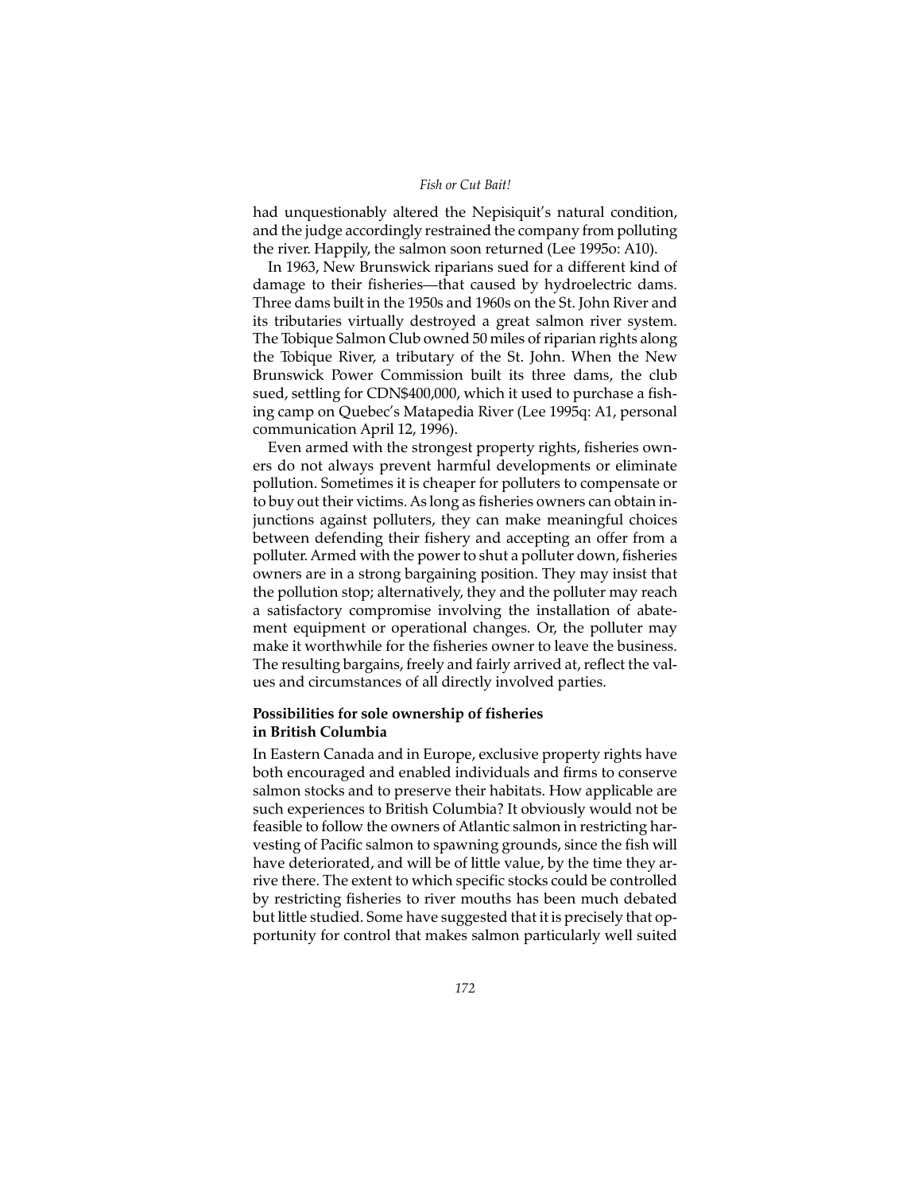had unquestionably altered the Nepisiquit's natural condition, and the judge accordingly restrained the company from polluting the river. Happily, the salmon soon returned (Lee 1995o: A10).

In 1963, New Brunswick riparians sued for a different kind of damage to their fisheries—that caused by hydroelectric dams. Three dams built in the 1950s and 1960s on the St. John River and its tributaries virtually destroyed a great salmon river system. The Tobique Salmon Club owned 50 miles of riparian rights along the Tobique River, a tributary of the St. John. When the New Brunswick Power Commission built its three dams, the club sued, settling for CDN$400,000, which it used to purchase a fishing camp on Quebec's Matapedia River (Lee 1995q: A1, personal communication April 12, 1996).

Even armed with the strongest property rights, fisheries owners do not always prevent harmful developments or eliminate pollution. Sometimes it is cheaper for polluters to compensate or to buy out their victims. As long as fisheries owners can obtain injunctions against polluters, they can make meaningful choices between defending their fishery and accepting an offer from a polluter. Armed with the power to shut a polluter down, fisheries owners are in a strong bargaining position. They may insist that the pollution stop; alternatively, they and the polluter may reach a satisfactory compromise involving the installation of abatement equipment or operational changes. Or, the polluter may make it worthwhile for the fisheries owner to leave the business. The resulting bargains, freely and fairly arrived at, reflect the values and circumstances of all directly involved parties.

**Possibilities for sole ownership of fisheries in British Columbia**

In Eastern Canada and in Europe, exclusive property rights have both encouraged and enabled individuals and firms to conserve salmon stocks and to preserve their habitats. How applicable are such experiences to British Columbia? It obviously would not be feasible to follow the owners of Atlantic salmon in restricting harvesting of Pacific salmon to spawning grounds, since the fish will have deteriorated, and will be of little value, by the time they arrive there. The extent to which specific stocks could be controlled by restricting fisheries to river mouths has been much debated but little studied. Some have suggested that it is precisely that opportunity for control that makes salmon particularly well suited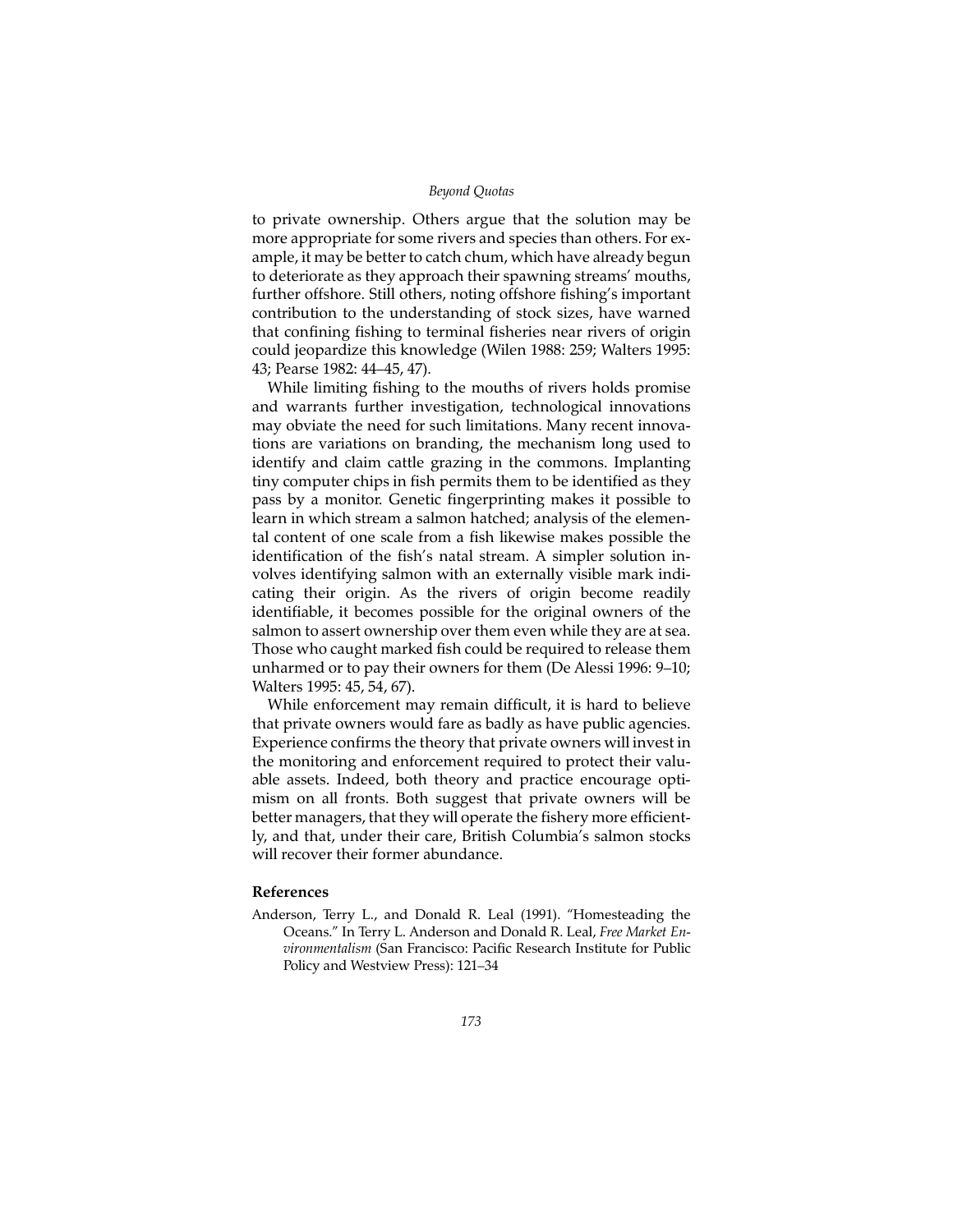to private ownership. Others argue that the solution may be more appropriate for some rivers and species than others. For example, it may be better to catch chum, which have already begun to deteriorate as they approach their spawning streams' mouths, further offshore. Still others, noting offshore fishing's important contribution to the understanding of stock sizes, have warned that confining fishing to terminal fisheries near rivers of origin could jeopardize this knowledge (Wilen 1988: 259; Walters 1995: 43; Pearse 1982: 44–45, 47).

While limiting fishing to the mouths of rivers holds promise and warrants further investigation, technological innovations may obviate the need for such limitations. Many recent innovations are variations on branding, the mechanism long used to identify and claim cattle grazing in the commons. Implanting tiny computer chips in fish permits them to be identified as they pass by a monitor. Genetic fingerprinting makes it possible to learn in which stream a salmon hatched; analysis of the elemental content of one scale from a fish likewise makes possible the identification of the fish's natal stream. A simpler solution involves identifying salmon with an externally visible mark indicating their origin. As the rivers of origin become readily identifiable, it becomes possible for the original owners of the salmon to assert ownership over them even while they are at sea. Those who caught marked fish could be required to release them unharmed or to pay their owners for them (De Alessi 1996: 9–10; Walters 1995: 45, 54, 67).

While enforcement may remain difficult, it is hard to believe that private owners would fare as badly as have public agencies. Experience confirms the theory that private owners will invest in the monitoring and enforcement required to protect their valuable assets. Indeed, both theory and practice encourage optimism on all fronts. Both suggest that private owners will be better managers, that they will operate the fishery more efficiently, and that, under their care, British Columbia's salmon stocks will recover their former abundance.

## References

Anderson, Terry L., and Donald R. Leal (1991). "Homesteading the Oceans." In Terry L. Anderson and Donald R. Leal, *Free Market Environmentalism* (San Francisco: Pacific Research Institute for Public Policy and Westview Press): 121–34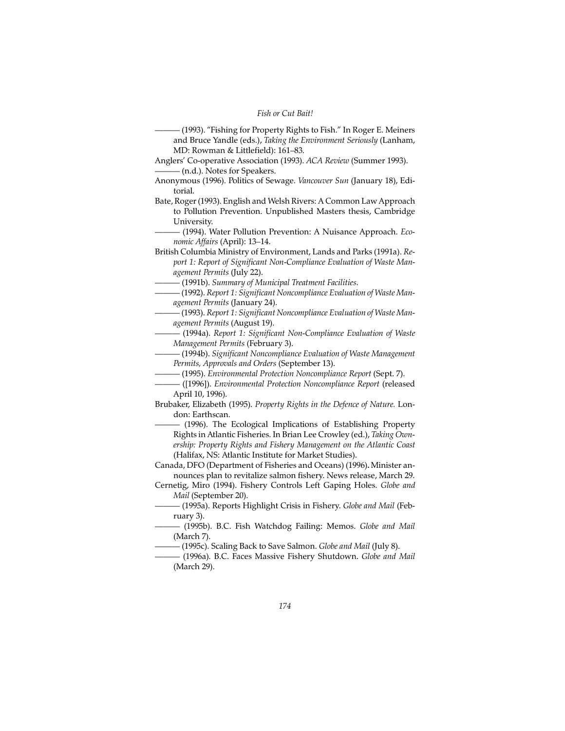——— (1993). "Fishing for Property Rights to Fish." In Roger E. Meiners and Bruce Yandle (eds.), *Taking the Environment Seriously* (Lanham, MD: Rowman & Littlefield): 161–83.

Anglers' Co-operative Association (1993). *ACA Review* (Summer 1993).

——— (n.d.). Notes for Speakers.

Anonymous (1996). Politics of Sewage. *Vancouver Sun* (January 18), Editorial.

Bate, Roger (1993). English and Welsh Rivers: A Common Law Approach to Pollution Prevention. Unpublished Masters thesis, Cambridge University.

——— (1994). Water Pollution Prevention: A Nuisance Approach. *Economic Affairs* (April): 13–14.

British Columbia Ministry of Environment, Lands and Parks (1991a). *Report 1: Report of Significant Non-Compliance Evaluation of Waste Management Permits* (July 22).

——— (1991b). *Summary of Municipal Treatment Facilities*.

——— (1992). *Report 1: Significant Noncompliance Evaluation of Waste Management Permits* (January 24).

——— (1993). *Report 1: Significant Noncompliance Evaluation of Waste Management Permits* (August 19).

——— (1994a). *Report 1: Significant Non-Compliance Evaluation of Waste Management Permits* (February 3).

——— (1994b). *Significant Noncompliance Evaluation of Waste Management Permits, Approvals and Orders* (September 13).

——— (1995). *Environmental Protection Noncompliance Report* (Sept. 7).

——— ([1996]). *Environmental Protection Noncompliance Report* (released April 10, 1996).

Brubaker, Elizabeth (1995). *Property Rights in the Defence of Nature*. London: Earthscan.

——— (1996). The Ecological Implications of Establishing Property Rights in Atlantic Fisheries. In Brian Lee Crowley (ed.), *Taking Ownership: Property Rights and Fishery Management on the Atlantic Coast* (Halifax, NS: Atlantic Institute for Market Studies).

Canada, DFO (Department of Fisheries and Oceans) (1996). Minister announces plan to revitalize salmon fishery. News release, March 29.

Cernetig, Miro (1994). Fishery Controls Left Gaping Holes. *Globe and Mail* (September 20).

——— (1995a). Reports Highlight Crisis in Fishery. *Globe and Mail* (February 3).

——— (1995b). B.C. Fish Watchdog Failing: Memos. *Globe and Mail* (March 7).

——— (1995c). Scaling Back to Save Salmon. *Globe and Mail* (July 8).

——— (1996a). B.C. Faces Massive Fishery Shutdown. *Globe and Mail* (March 29).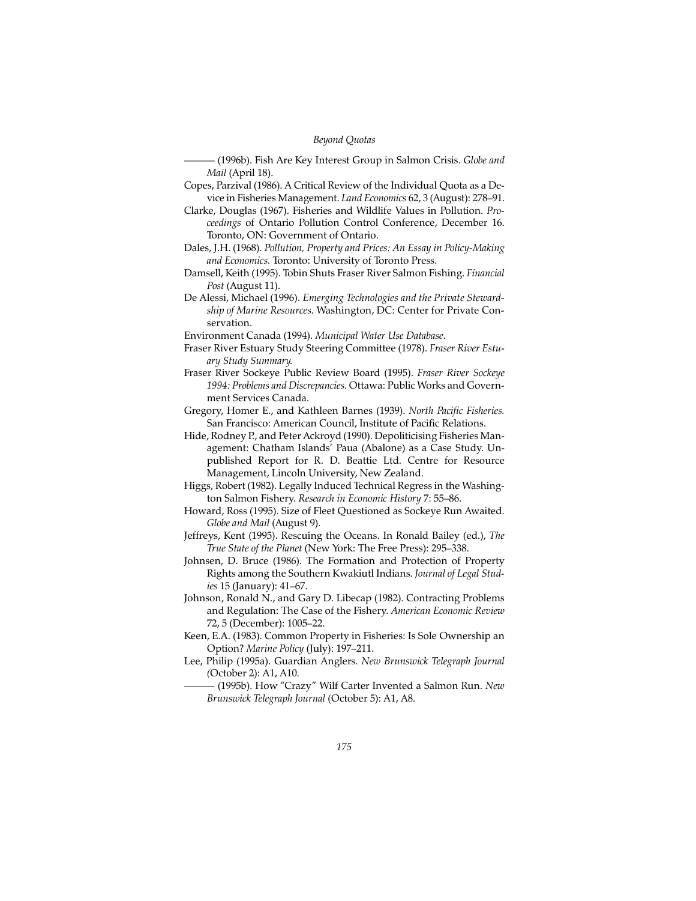——— (1996b). Fish Are Key Interest Group in Salmon Crisis. *Globe and Mail* (April 18).

Copes, Parzival (1986). A Critical Review of the Individual Quota as a Device in Fisheries Management. *Land Economics* 62, 3 (August): 278–91.

Clarke, Douglas (1967). Fisheries and Wildlife Values in Pollution. *Proceedings* of Ontario Pollution Control Conference, December 16. Toronto, ON: Government of Ontario.

Dales, J.H. (1968). *Pollution, Property and Prices: An Essay in Policy-Making and Economics.* Toronto: University of Toronto Press.

Damsell, Keith (1995). Tobin Shuts Fraser River Salmon Fishing. *Financial Post* (August 11).

De Alessi, Michael (1996). *Emerging Technologies and the Private Stewardship of Marine Resources*. Washington, DC: Center for Private Conservation.

Environment Canada (1994). *Municipal Water Use Database*.

Fraser River Estuary Study Steering Committee (1978). *Fraser River Estuary Study Summary.*

Fraser River Sockeye Public Review Board (1995). *Fraser River Sockeye 1994: Problems and Discrepancies*. Ottawa: Public Works and Government Services Canada.

Gregory, Homer E., and Kathleen Barnes (1939). *North Pacific Fisheries.* San Francisco: American Council, Institute of Pacific Relations.

Hide, Rodney P., and Peter Ackroyd (1990). Depoliticising Fisheries Management: Chatham Islands' Paua (Abalone) as a Case Study. Unpublished Report for R. D. Beattie Ltd. Centre for Resource Management, Lincoln University, New Zealand.

Higgs, Robert (1982). Legally Induced Technical Regress in the Washington Salmon Fishery. *Research in Economic History* 7: 55–86.

Howard, Ross (1995). Size of Fleet Questioned as Sockeye Run Awaited. *Globe and Mail* (August 9).

Jeffreys, Kent (1995). Rescuing the Oceans. In Ronald Bailey (ed.), *The True State of the Planet* (New York: The Free Press): 295–338.

Johnsen, D. Bruce (1986). The Formation and Protection of Property Rights among the Southern Kwakiutl Indians. *Journal of Legal Studies* 15 (January): 41–67.

Johnson, Ronald N., and Gary D. Libecap (1982). Contracting Problems and Regulation: The Case of the Fishery. *American Economic Review* 72, 5 (December): 1005–22.

Keen, E.A. (1983). Common Property in Fisheries: Is Sole Ownership an Option? *Marine Policy* (July): 197–211.

Lee, Philip (1995a). Guardian Anglers. *New Brunswick Telegraph Journal (*October 2): A1, A10.

——— (1995b). How "Crazy" Wilf Carter Invented a Salmon Run. *New Brunswick Telegraph Journal* (October 5): A1, A8.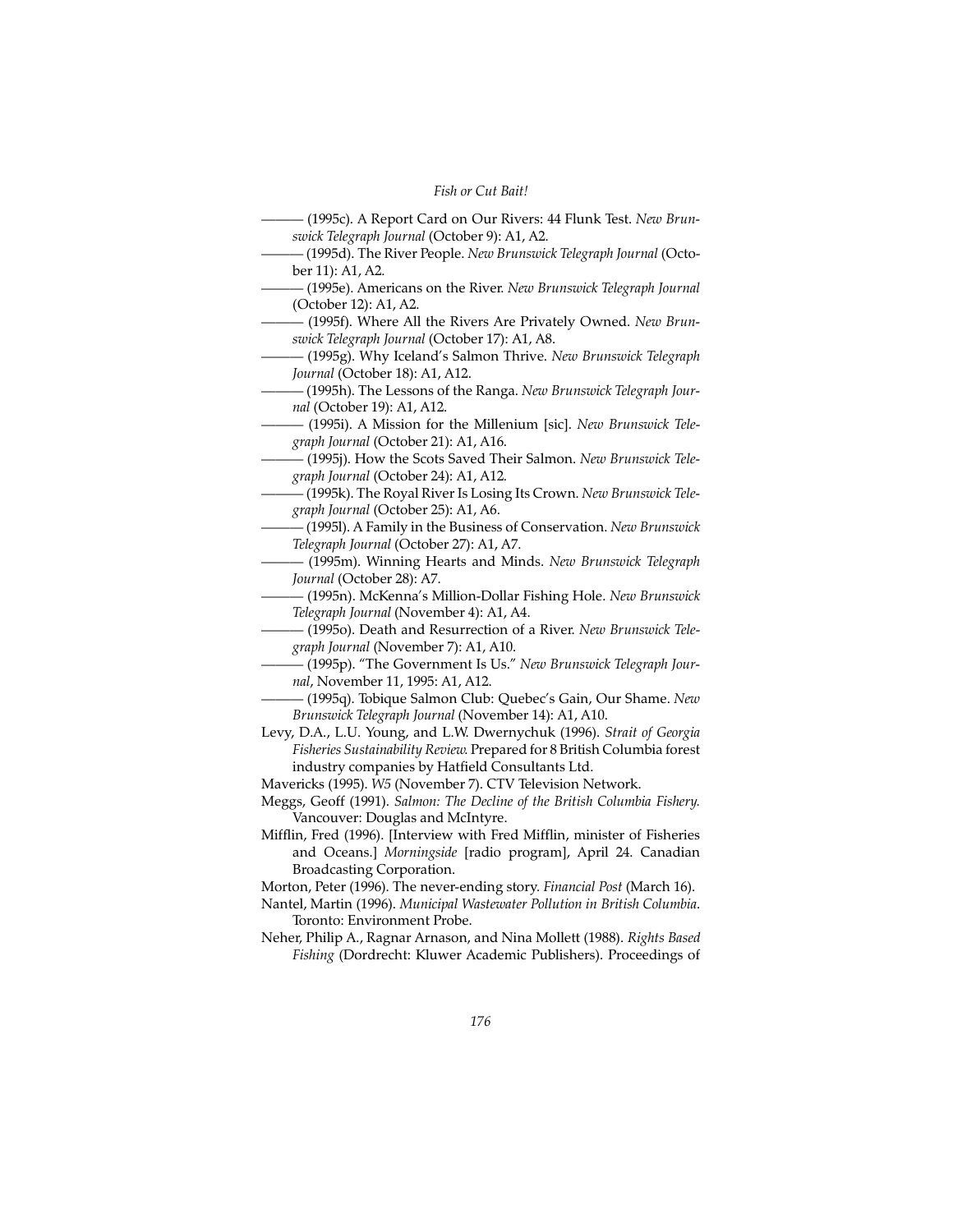——— (1995c). A Report Card on Our Rivers: 44 Flunk Test. *New Brunswick Telegraph Journal* (October 9): A1, A2.

——— (1995d). The River People. *New Brunswick Telegraph Journal* (October 11): A1, A2.

——— (1995e). Americans on the River. *New Brunswick Telegraph Journal* (October 12): A1, A2.

——— (1995f). Where All the Rivers Are Privately Owned. *New Brunswick Telegraph Journal* (October 17): A1, A8.

——— (1995g). Why Iceland's Salmon Thrive. *New Brunswick Telegraph Journal* (October 18): A1, A12.

——— (1995h). The Lessons of the Ranga. *New Brunswick Telegraph Journal* (October 19): A1, A12.

——— (1995i). A Mission for the Millenium [sic]. *New Brunswick Telegraph Journal* (October 21): A1, A16.

——— (1995j). How the Scots Saved Their Salmon. *New Brunswick Telegraph Journal* (October 24): A1, A12.

——— (1995k). The Royal River Is Losing Its Crown. *New Brunswick Telegraph Journal* (October 25): A1, A6.

——— (1995l). A Family in the Business of Conservation. *New Brunswick Telegraph Journal* (October 27): A1, A7.

——— (1995m). Winning Hearts and Minds. *New Brunswick Telegraph Journal* (October 28): A7.

——— (1995n). McKenna's Million-Dollar Fishing Hole. *New Brunswick Telegraph Journal* (November 4): A1, A4.

——— (1995o). Death and Resurrection of a River. *New Brunswick Telegraph Journal* (November 7): A1, A10.

——— (1995p). "The Government Is Us." *New Brunswick Telegraph Journal*, November 11, 1995: A1, A12.

——— (1995q). Tobique Salmon Club: Quebec's Gain, Our Shame. *New Brunswick Telegraph Journal* (November 14): A1, A10.

Levy, D.A., L.U. Young, and L.W. Dwernychuk (1996). *Strait of Georgia Fisheries Sustainability Review.* Prepared for 8 British Columbia forest industry companies by Hatfield Consultants Ltd.

Mavericks (1995). *W5* (November 7). CTV Television Network.

Meggs, Geoff (1991). *Salmon: The Decline of the British Columbia Fishery.* Vancouver: Douglas and McIntyre.

Mifflin, Fred (1996). [Interview with Fred Mifflin, minister of Fisheries and Oceans.] *Morningside* [radio program], April 24. Canadian Broadcasting Corporation.

Morton, Peter (1996). The never-ending story. *Financial Post* (March 16).

Nantel, Martin (1996). *Municipal Wastewater Pollution in British Columbia*. Toronto: Environment Probe.

Neher, Philip A., Ragnar Arnason, and Nina Mollett (1988). *Rights Based Fishing* (Dordrecht: Kluwer Academic Publishers). Proceedings of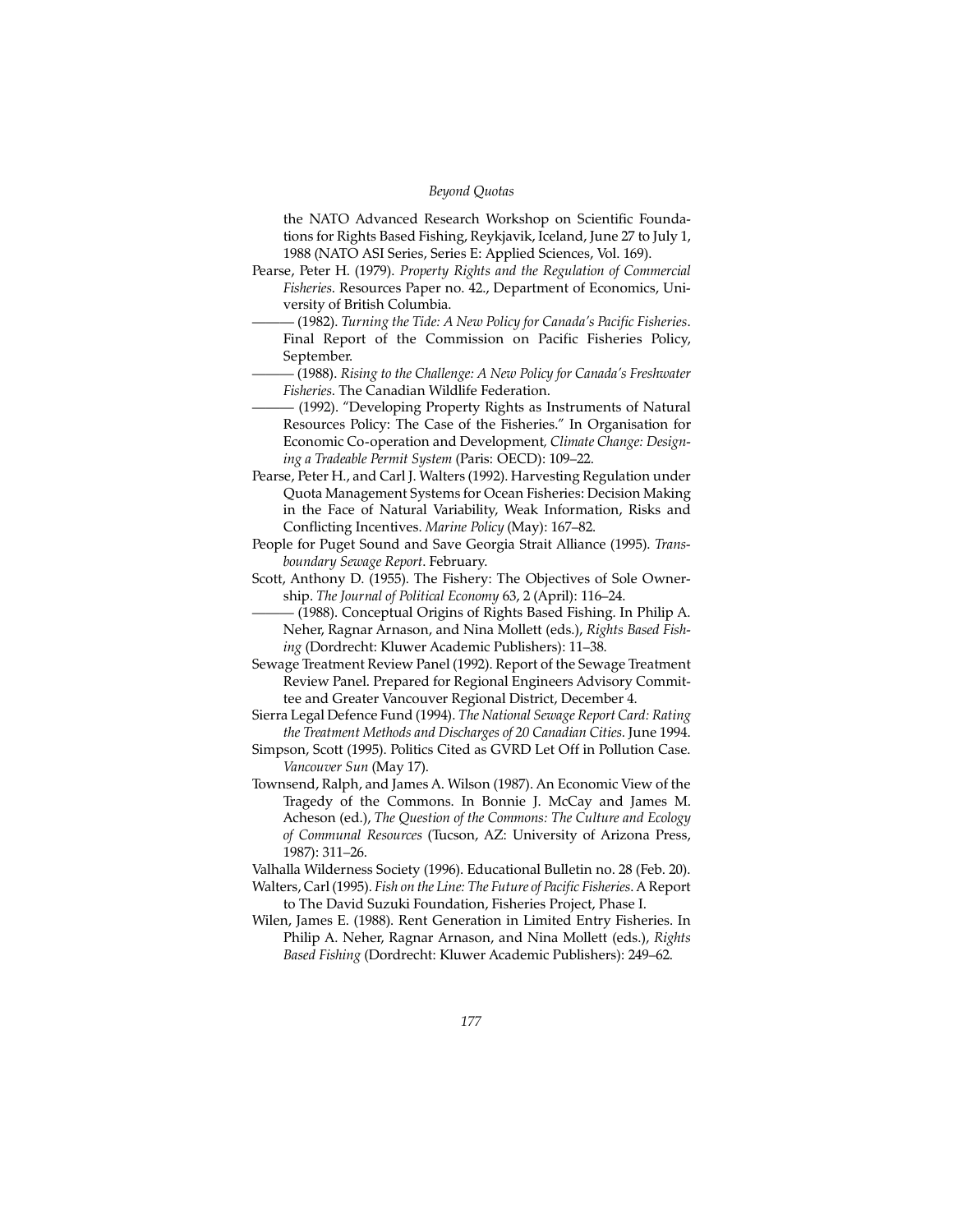the NATO Advanced Research Workshop on Scientific Foundations for Rights Based Fishing, Reykjavik, Iceland, June 27 to July 1, 1988 (NATO ASI Series, Series E: Applied Sciences, Vol. 169).

Pearse, Peter H. (1979). *Property Rights and the Regulation of Commercial Fisheries*. Resources Paper no. 42., Department of Economics, University of British Columbia.

——— (1982). *Turning the Tide: A New Policy for Canada's Pacific Fisheries*. Final Report of the Commission on Pacific Fisheries Policy, September.

——— (1988). *Rising to the Challenge: A New Policy for Canada's Freshwater Fisheries*. The Canadian Wildlife Federation.

——— (1992). "Developing Property Rights as Instruments of Natural Resources Policy: The Case of the Fisheries." In Organisation for Economic Co-operation and Development, *Climate Change: Designing a Tradeable Permit System* (Paris: OECD): 109–22.

Pearse, Peter H., and Carl J. Walters (1992). Harvesting Regulation under Quota Management Systems for Ocean Fisheries: Decision Making in the Face of Natural Variability, Weak Information, Risks and Conflicting Incentives. *Marine Policy* (May): 167–82.

People for Puget Sound and Save Georgia Strait Alliance (1995). *Transboundary Sewage Report*. February.

Scott, Anthony D. (1955). The Fishery: The Objectives of Sole Ownership. *The Journal of Political Economy* 63, 2 (April): 116–24.

——— (1988). Conceptual Origins of Rights Based Fishing. In Philip A. Neher, Ragnar Arnason, and Nina Mollett (eds.), *Rights Based Fishing* (Dordrecht: Kluwer Academic Publishers): 11–38.

Sewage Treatment Review Panel (1992). Report of the Sewage Treatment Review Panel. Prepared for Regional Engineers Advisory Committee and Greater Vancouver Regional District, December 4.

Sierra Legal Defence Fund (1994). *The National Sewage Report Card: Rating the Treatment Methods and Discharges of 20 Canadian Cities*. June 1994.

Simpson, Scott (1995). Politics Cited as GVRD Let Off in Pollution Case. *Vancouver Sun* (May 17).

Townsend, Ralph, and James A. Wilson (1987). An Economic View of the Tragedy of the Commons. In Bonnie J. McCay and James M. Acheson (ed.), *The Question of the Commons: The Culture and Ecology of Communal Resources* (Tucson, AZ: University of Arizona Press, 1987): 311–26.

Valhalla Wilderness Society (1996). Educational Bulletin no. 28 (Feb. 20).

Walters, Carl (1995). *Fish on the Line: The Future of Pacific Fisheries*. A Report to The David Suzuki Foundation, Fisheries Project, Phase I.

Wilen, James E. (1988). Rent Generation in Limited Entry Fisheries. In Philip A. Neher, Ragnar Arnason, and Nina Mollett (eds.), *Rights Based Fishing* (Dordrecht: Kluwer Academic Publishers): 249–62.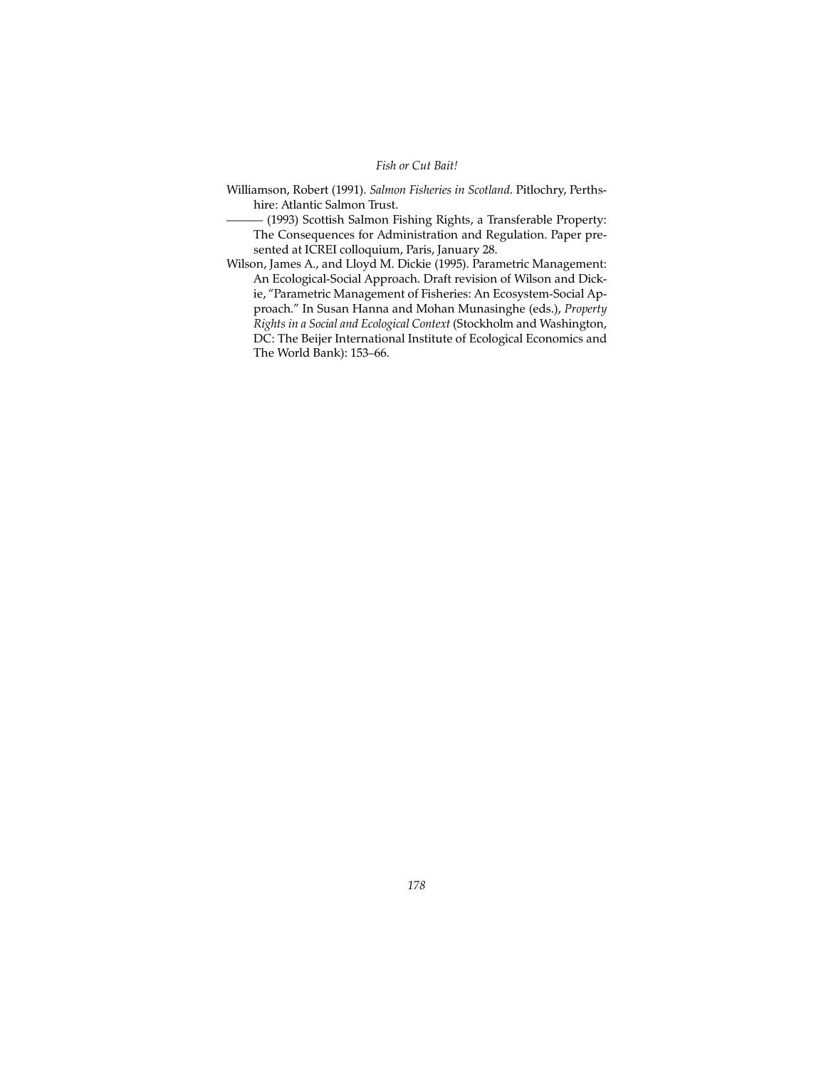Williamson, Robert (1991). *Salmon Fisheries in Scotland*. Pitlochry, Perthshire: Atlantic Salmon Trust.

——— (1993) Scottish Salmon Fishing Rights, a Transferable Property: The Consequences for Administration and Regulation. Paper presented at ICREI colloquium, Paris, January 28.

Wilson, James A., and Lloyd M. Dickie (1995). Parametric Management: An Ecological-Social Approach. Draft revision of Wilson and Dickie, "Parametric Management of Fisheries: An Ecosystem-Social Approach." In Susan Hanna and Mohan Munasinghe (eds.), *Property Rights in a Social and Ecological Context* (Stockholm and Washington, DC: The Beijer International Institute of Ecological Economics and The World Bank): 153–66.